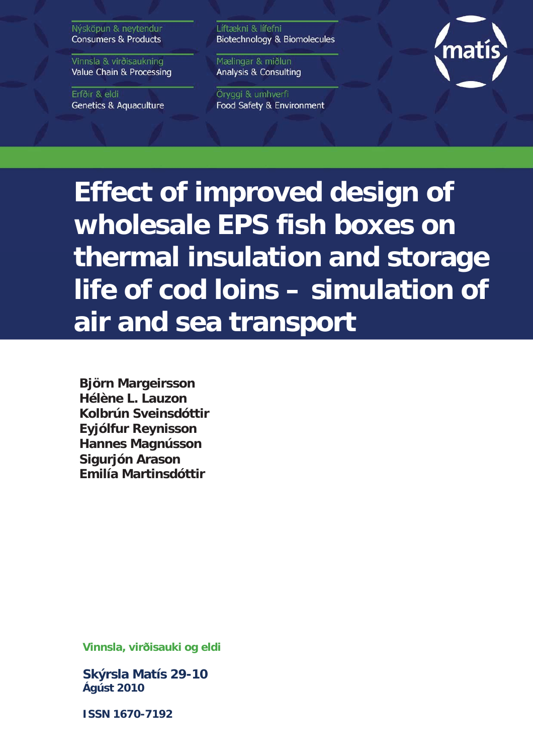Nýsköpun & neytendur
Consumers & Products

Vinnsla & virðisaukning
Value Chain & Processing

Erfðir & eldi
Genetics & Aquaculture

Líftækni & lífefni
Biotechnology & Biomolecules

Mælingar & miðlun
Analysis & Consulting

Öryggi & umhverfi
Food Safety & Environment

matís

# Effect of improved design of wholesale EPS fish boxes on thermal insulation and storage life of cod loins – simulation of air and sea transport

**Björn Margeirsson**
**Hélène L. Lauzon**
**Kolbrún Sveinsdóttir**
**Eyjólfur Reynisson**
**Hannes Magnússon**
**Sigurjón Arason**
**Emilía Martinsdóttir**

**Vinnsla, virðisauki og eldi**

**Skýrsla Matís 29-10**
**Ágúst 2010**

**ISSN 1670-7192**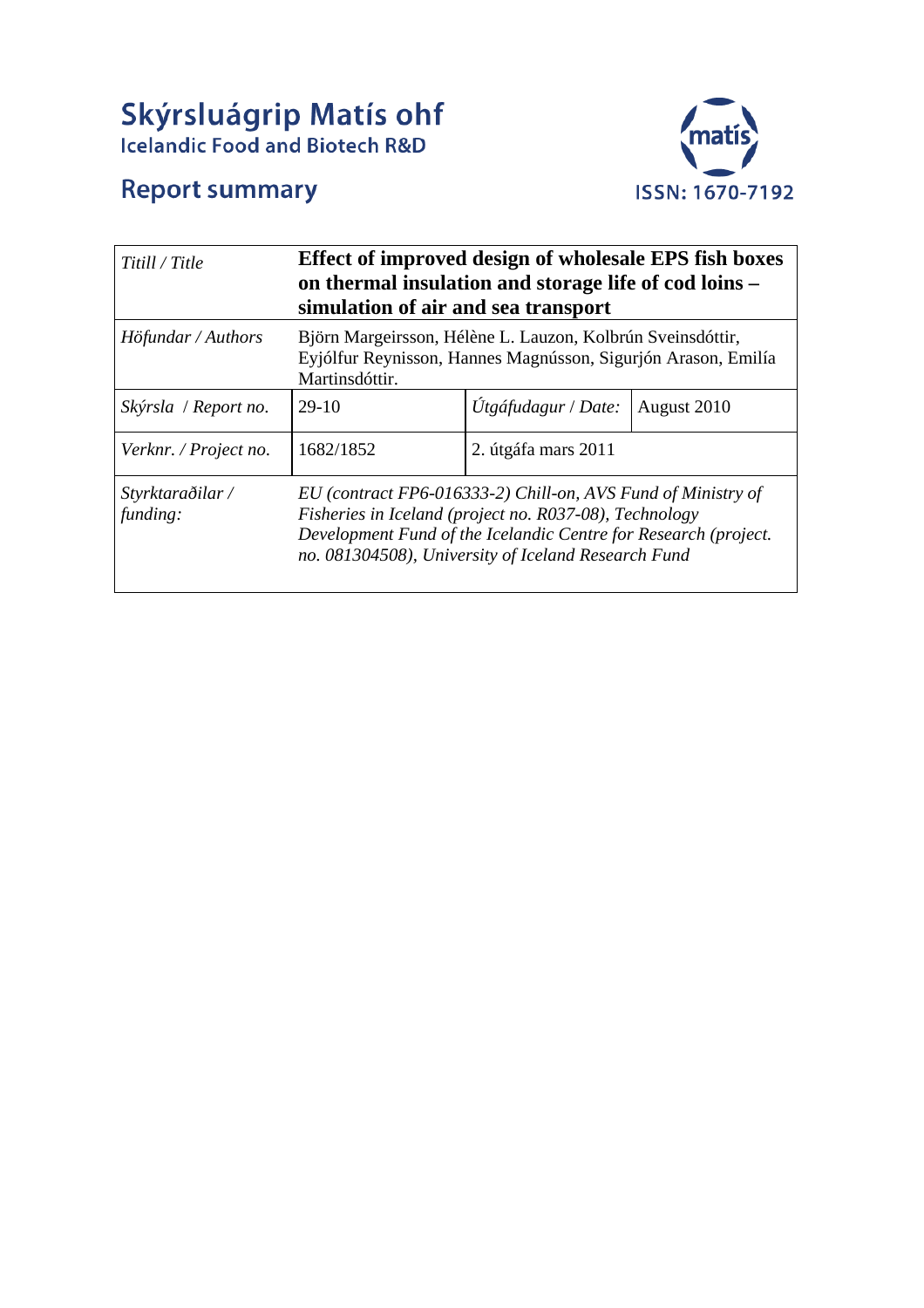# Skýrsluágrip Matís ohf
Icelandic Food and Biotech R&D

## Report summary

ISSN: 1670-7192

| *Titill / Title* | **Effect of improved design of wholesale EPS fish boxes on thermal insulation and storage life of cod loins – simulation of air and sea transport** | | |
|---|---|---|---|
| *Höfundar / Authors* | Björn Margeirsson, Hélène L. Lauzon, Kolbrún Sveinsdóttir, Eyjólfur Reynisson, Hannes Magnússon, Sigurjón Arason, Emilía Martinsdóttir. | | |
| *Skýrsla / Report no.* | 29-10 | *Útgáfudagur / Date:* | August 2010 |
| *Verknr. / Project no.* | 1682/1852 | 2. útgáfa mars 2011 | |
| *Styrktaraðilar / funding:* | *EU (contract FP6-016333-2) Chill-on, AVS Fund of Ministry of Fisheries in Iceland (project no. R037-08), Technology Development Fund of the Icelandic Centre for Research (project. no. 081304508), University of Iceland Research Fund* | | |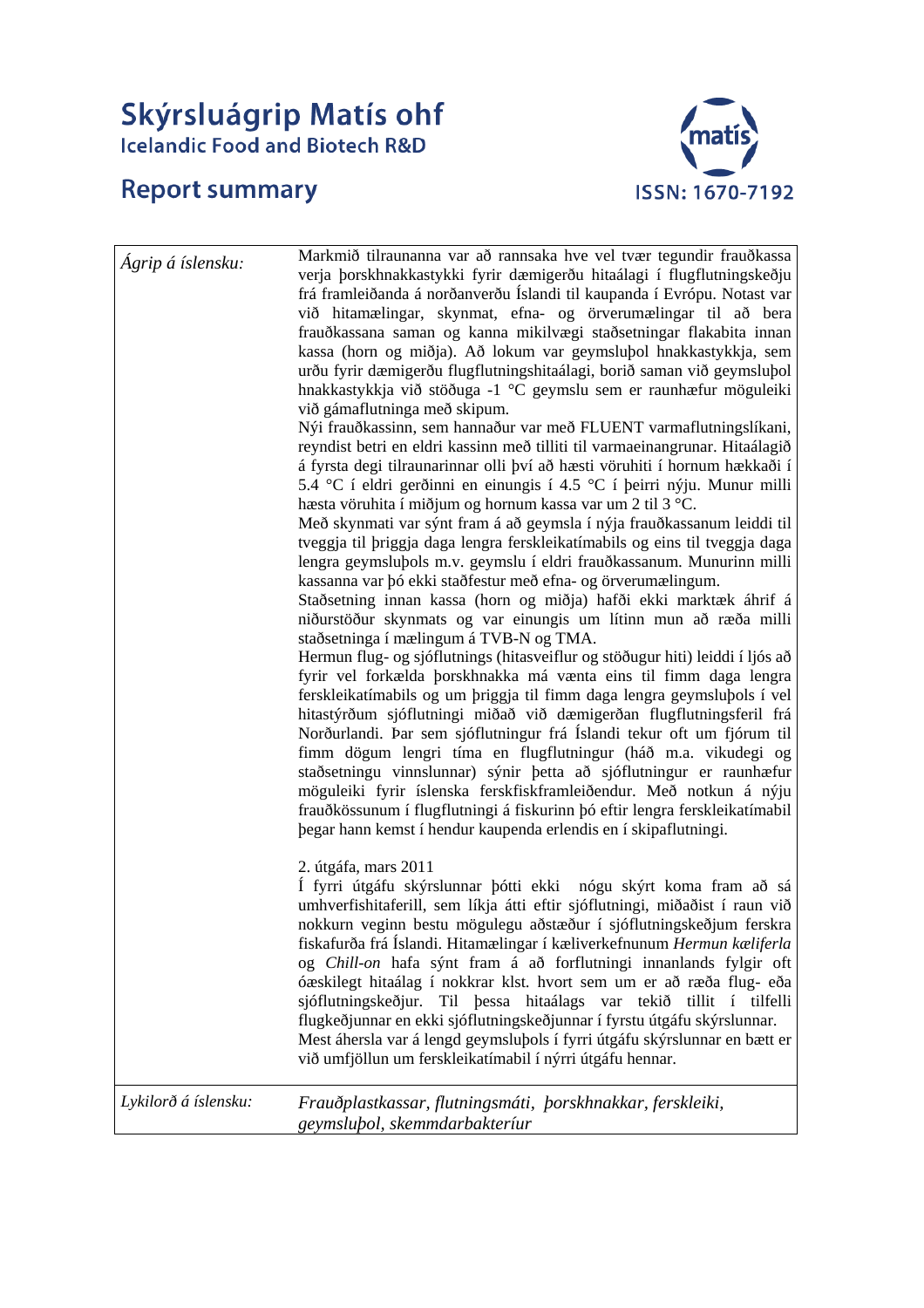# Skýrsluágrip Matís ohf
Icelandic Food and Biotech R&D

## Report summary

ISSN: 1670-7192

| | |
|---|---|
| *Ágrip á íslensku:* | Markmið tilraunanna var að rannsaka hve vel tvær tegundir frauðkassa verja þorskhnakkastykki fyrir dæmigerðu hitaálagi í flugflutningskeðju frá framleiðanda á norðanverðu Íslandi til kaupanda í Evrópu. Notast var við hitamælingar, skynmat, efna- og örverumælingar til að bera frauðkassana saman og kanna mikilvægi staðsetningar flakabita innan kassa (horn og miðja). Að lokum var geymsluþol hnakkastykkja, sem urðu fyrir dæmigerðu flugflutningshitaálagi, borið saman við geymsluþol hnakkastykkja við stöðuga -1 °C geymslu sem er raunhæfur möguleiki við gámaflutninga með skipum.<br>Nýi frauðkassinn, sem hannaður var með FLUENT varmaflutningslíkani, reyndist betri en eldri kassinn með tilliti til varmaeinangrunar. Hitaálagið á fyrsta degi tilraunarinnar olli því að hæsti vöruhiti í hornum hækkaði í 5.4 °C í eldri gerðinni en einungis í 4.5 °C í þeirri nýju. Munur milli hæsta vöruhita í miðjum og hornum kassa var um 2 til 3 °C.<br>Með skynmati var sýnt fram á að geymsla í nýja frauðkassanum leiddi til tveggja til þriggja daga lengra ferskleikatímabils og eins til tveggja daga lengra geymsluþols m.v. geymslu í eldri frauðkassanum. Munurinn milli kassanna var þó ekki staðfestur með efna- og örverumælingum.<br>Staðsetning innan kassa (horn og miðja) hafði ekki marktæk áhrif á niðurstöður skynmats og var einungis um lítinn mun að ræða milli staðsetninga í mælingum á TVB-N og TMA.<br>Hermun flug- og sjóflutnings (hitasveiflur og stöðugur hiti) leiddi í ljós að fyrir vel forkælda þorskhnakka má vænta eins til fimm daga lengra ferskleikatímabils og um þriggja til fimm daga lengra geymsluþols í vel hitastýrðum sjóflutningi miðað við dæmigerðan flugflutningsferil frá Norðurlandi. Þar sem sjóflutningur frá Íslandi tekur oft um fjórum til fimm dögum lengri tíma en flugflutningur (háð m.a. vikudegi og staðsetningu vinnslunnar) sýnir þetta að sjóflutningur er raunhæfur möguleiki fyrir íslenska ferskfiskframleiðendur. Með notkun á nýju frauðkössunum í flugflutningi á fiskurinn þó eftir lengra ferskleikatímabil þegar hann kemst í hendur kaupenda erlendis en í skipaflutningi.<br><br>2. útgáfa, mars 2011<br>Í fyrri útgáfu skýrslunnar þótti ekki nógu skýrt koma fram að sá umhverfishitaferill, sem líkja átti eftir sjóflutningi, miðaðist í raun við nokkurn veginn bestu mögulegu aðstæður í sjóflutningskeðjum ferskra fiskafurða frá Íslandi. Hitamælingar í kæliverkefnunum *Hermun kæliferla* og *Chill-on* hafa sýnt fram á að forflutningi innanlands fylgir oft óæskilegt hitaálag í nokkrar klst. hvort sem um er að ræða flug- eða sjóflutningskeðjur. Til þessa hitaálags var tekið tillit í tilfelli flugkeðjunnar en ekki sjóflutningskeðjunnar í fyrstu útgáfu skýrslunnar.<br>Mest áhersla var á lengd geymsluþols í fyrri útgáfu skýrslunnar en bætt er við umfjöllun um ferskleikatímabil í nýrri útgáfu hennar. |
| *Lykilorð á íslensku:* | *Frauðplastkassar, flutningsmáti, þorskhnakkar, ferskleiki, geymsluþol, skemmdarbakteríur* |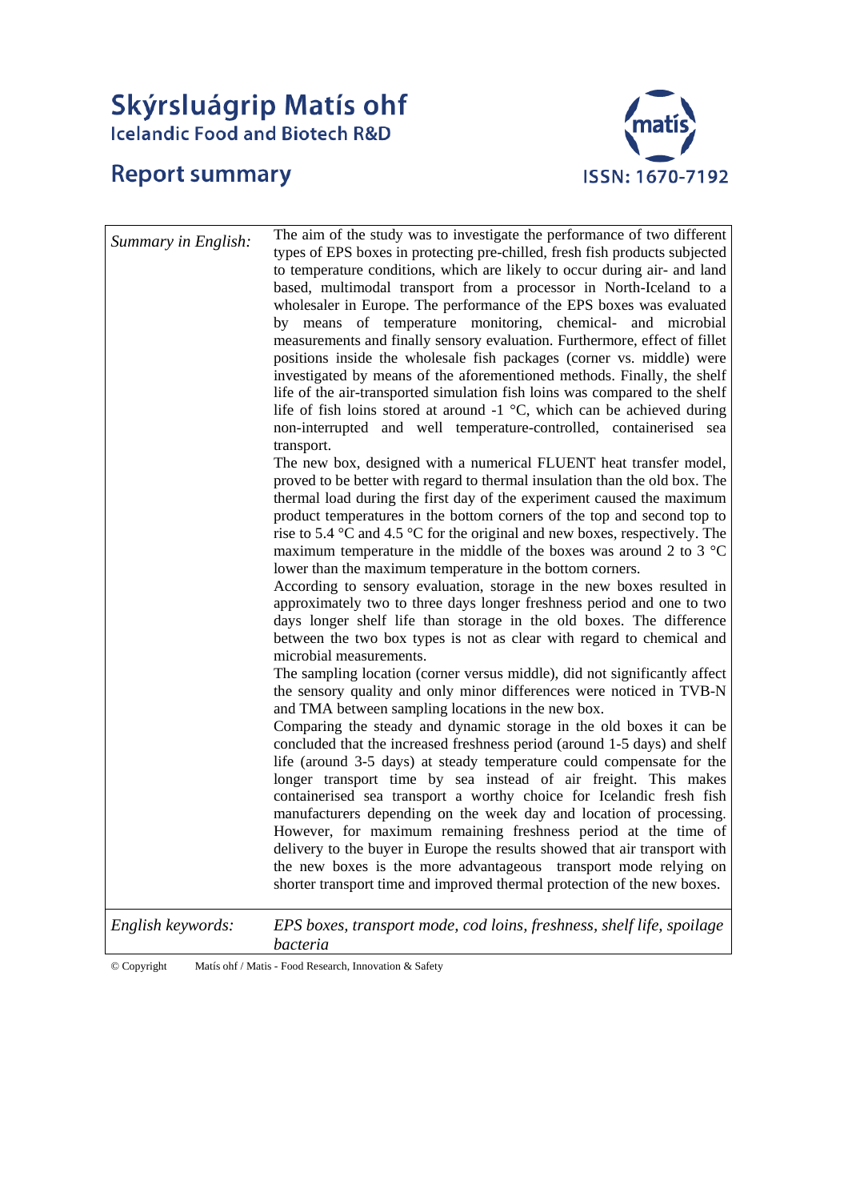# Skýrsluágrip Matís ohf

Icelandic Food and Biotech R&D

## Report summary

ISSN: 1670-7192

| | |
|---|---|
| *Summary in English:* | The aim of the study was to investigate the performance of two different types of EPS boxes in protecting pre-chilled, fresh fish products subjected to temperature conditions, which are likely to occur during air- and land based, multimodal transport from a processor in North-Iceland to a wholesaler in Europe. The performance of the EPS boxes was evaluated by means of temperature monitoring, chemical- and microbial measurements and finally sensory evaluation. Furthermore, effect of fillet positions inside the wholesale fish packages (corner vs. middle) were investigated by means of the aforementioned methods. Finally, the shelf life of the air-transported simulation fish loins was compared to the shelf life of fish loins stored at around -1 °C, which can be achieved during non-interrupted and well temperature-controlled, containerised sea transport.<br>The new box, designed with a numerical FLUENT heat transfer model, proved to be better with regard to thermal insulation than the old box. The thermal load during the first day of the experiment caused the maximum product temperatures in the bottom corners of the top and second top to rise to 5.4 °C and 4.5 °C for the original and new boxes, respectively. The maximum temperature in the middle of the boxes was around 2 to 3 °C lower than the maximum temperature in the bottom corners.<br>According to sensory evaluation, storage in the new boxes resulted in approximately two to three days longer freshness period and one to two days longer shelf life than storage in the old boxes. The difference between the two box types is not as clear with regard to chemical and microbial measurements.<br>The sampling location (corner versus middle), did not significantly affect the sensory quality and only minor differences were noticed in TVB-N and TMA between sampling locations in the new box.<br>Comparing the steady and dynamic storage in the old boxes it can be concluded that the increased freshness period (around 1-5 days) and shelf life (around 3-5 days) at steady temperature could compensate for the longer transport time by sea instead of air freight. This makes containerised sea transport a worthy choice for Icelandic fresh fish manufacturers depending on the week day and location of processing. However, for maximum remaining freshness period at the time of delivery to the buyer in Europe the results showed that air transport with the new boxes is the more advantageous transport mode relying on shorter transport time and improved thermal protection of the new boxes. |
| *English keywords:* | *EPS boxes, transport mode, cod loins, freshness, shelf life, spoilage bacteria* |

© Copyright Matís ohf / Matis - Food Research, Innovation & Safety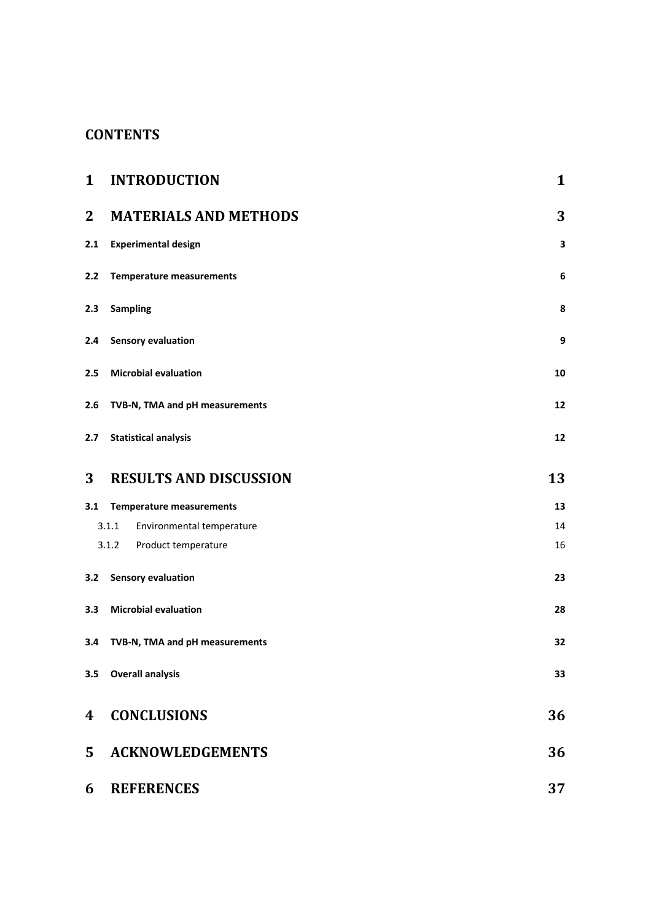## CONTENTS

| | | |
|---|---|---|
| **1** | **INTRODUCTION** | **1** |
| **2** | **MATERIALS AND METHODS** | **3** |
| **2.1** | **Experimental design** | **3** |
| **2.2** | **Temperature measurements** | **6** |
| **2.3** | **Sampling** | **8** |
| **2.4** | **Sensory evaluation** | **9** |
| **2.5** | **Microbial evaluation** | **10** |
| **2.6** | **TVB-N, TMA and pH measurements** | **12** |
| **2.7** | **Statistical analysis** | **12** |
| **3** | **RESULTS AND DISCUSSION** | **13** |
| **3.1** | **Temperature measurements** | **13** |
| 3.1.1 | Environmental temperature | 14 |
| 3.1.2 | Product temperature | 16 |
| **3.2** | **Sensory evaluation** | **23** |
| **3.3** | **Microbial evaluation** | **28** |
| **3.4** | **TVB-N, TMA and pH measurements** | **32** |
| **3.5** | **Overall analysis** | **33** |
| **4** | **CONCLUSIONS** | **36** |
| **5** | **ACKNOWLEDGEMENTS** | **36** |
| **6** | **REFERENCES** | **37** |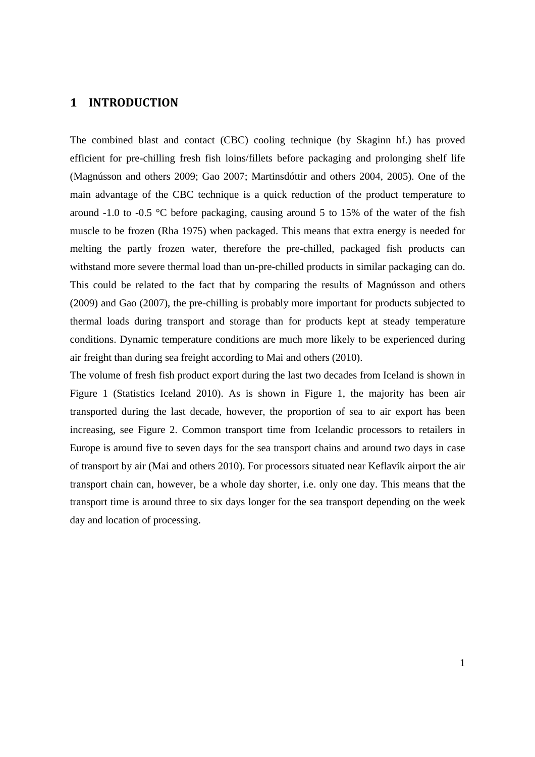# 1 INTRODUCTION

The combined blast and contact (CBC) cooling technique (by Skaginn hf.) has proved efficient for pre-chilling fresh fish loins/fillets before packaging and prolonging shelf life (Magnússon and others 2009; Gao 2007; Martinsdóttir and others 2004, 2005). One of the main advantage of the CBC technique is a quick reduction of the product temperature to around -1.0 to -0.5 °C before packaging, causing around 5 to 15% of the water of the fish muscle to be frozen (Rha 1975) when packaged. This means that extra energy is needed for melting the partly frozen water, therefore the pre-chilled, packaged fish products can withstand more severe thermal load than un-pre-chilled products in similar packaging can do. This could be related to the fact that by comparing the results of Magnússon and others (2009) and Gao (2007), the pre-chilling is probably more important for products subjected to thermal loads during transport and storage than for products kept at steady temperature conditions. Dynamic temperature conditions are much more likely to be experienced during air freight than during sea freight according to Mai and others (2010).

The volume of fresh fish product export during the last two decades from Iceland is shown in Figure 1 (Statistics Iceland 2010). As is shown in Figure 1, the majority has been air transported during the last decade, however, the proportion of sea to air export has been increasing, see Figure 2. Common transport time from Icelandic processors to retailers in Europe is around five to seven days for the sea transport chains and around two days in case of transport by air (Mai and others 2010). For processors situated near Keflavík airport the air transport chain can, however, be a whole day shorter, i.e. only one day. This means that the transport time is around three to six days longer for the sea transport depending on the week day and location of processing.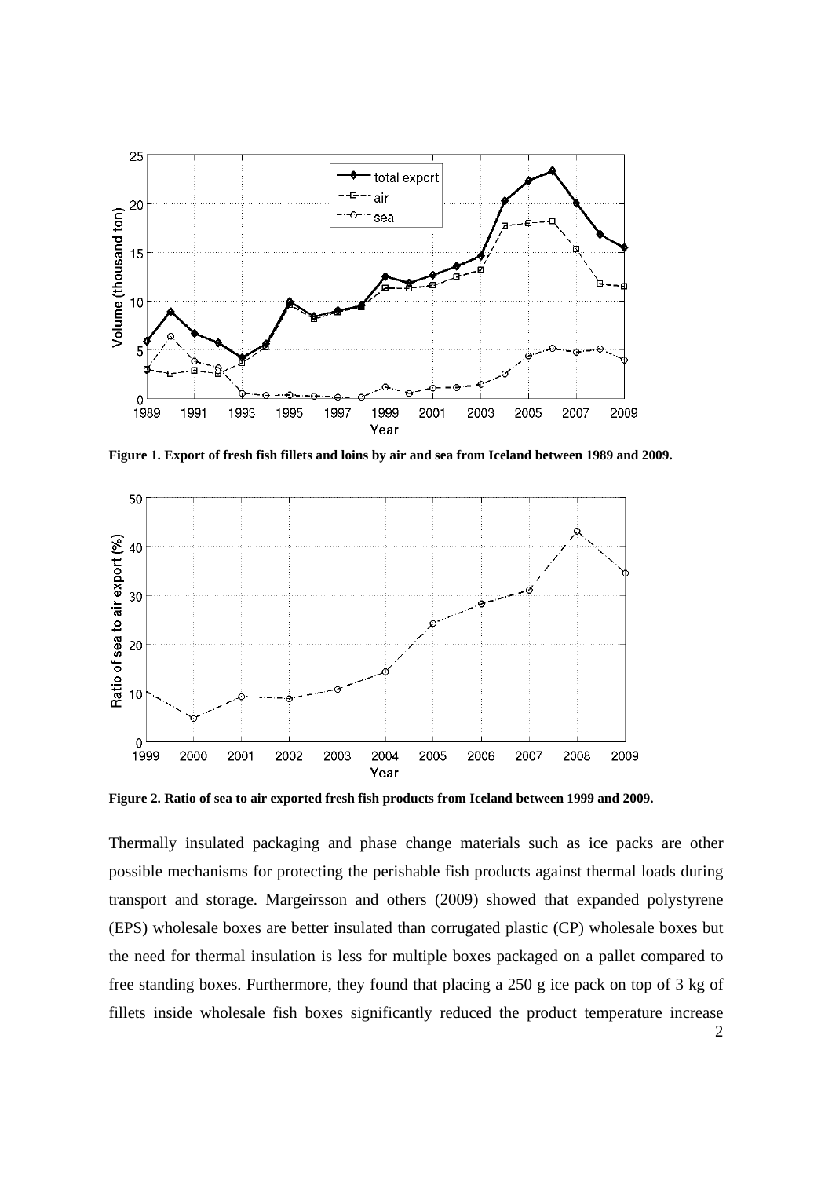**Figure 1. Export of fresh fish fillets and loins by air and sea from Iceland between 1989 and 2009.**

**Figure 2. Ratio of sea to air exported fresh fish products from Iceland between 1999 and 2009.**

Thermally insulated packaging and phase change materials such as ice packs are other possible mechanisms for protecting the perishable fish products against thermal loads during transport and storage. Margeirsson and others (2009) showed that expanded polystyrene (EPS) wholesale boxes are better insulated than corrugated plastic (CP) wholesale boxes but the need for thermal insulation is less for multiple boxes packaged on a pallet compared to free standing boxes. Furthermore, they found that placing a 250 g ice pack on top of 3 kg of fillets inside wholesale fish boxes significantly reduced the product temperature increase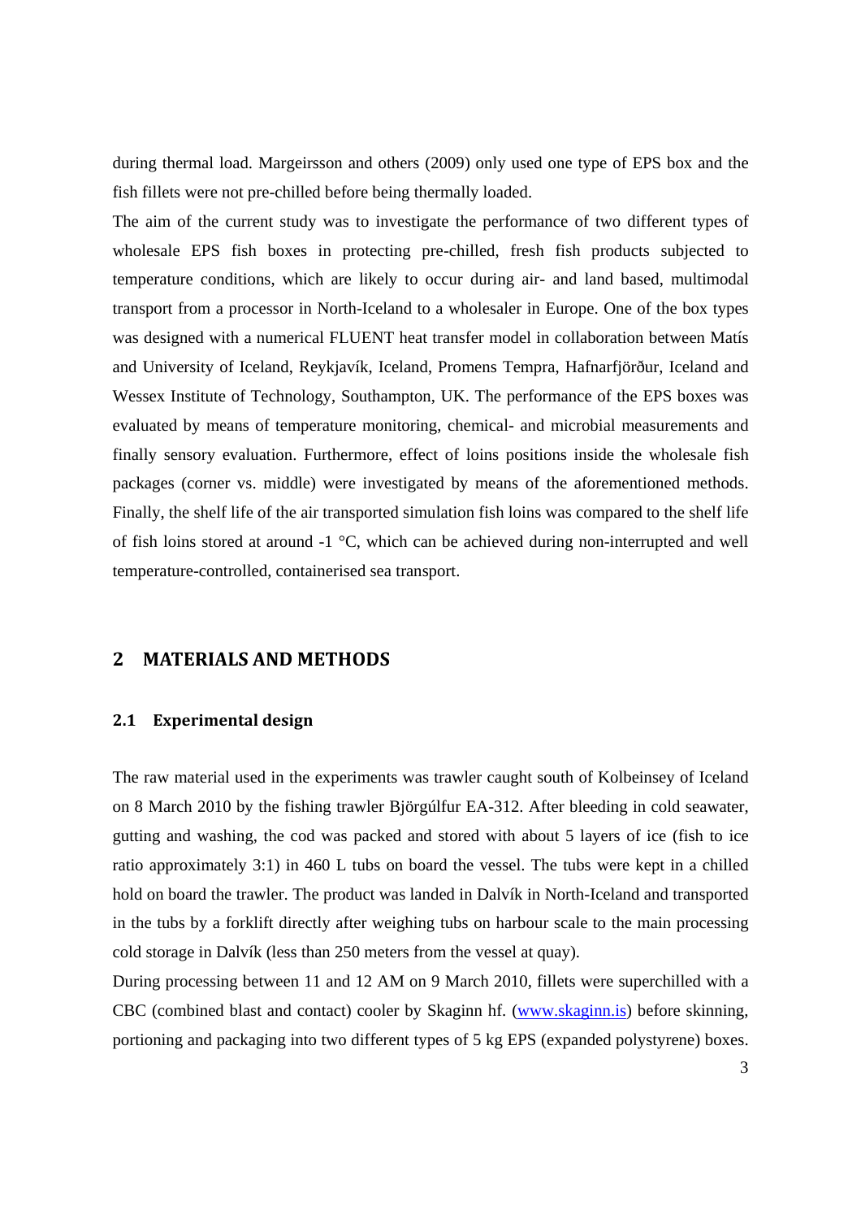during thermal load. Margeirsson and others (2009) only used one type of EPS box and the fish fillets were not pre-chilled before being thermally loaded.

The aim of the current study was to investigate the performance of two different types of wholesale EPS fish boxes in protecting pre-chilled, fresh fish products subjected to temperature conditions, which are likely to occur during air- and land based, multimodal transport from a processor in North-Iceland to a wholesaler in Europe. One of the box types was designed with a numerical FLUENT heat transfer model in collaboration between Matís and University of Iceland, Reykjavík, Iceland, Promens Tempra, Hafnarfjörður, Iceland and Wessex Institute of Technology, Southampton, UK. The performance of the EPS boxes was evaluated by means of temperature monitoring, chemical- and microbial measurements and finally sensory evaluation. Furthermore, effect of loins positions inside the wholesale fish packages (corner vs. middle) were investigated by means of the aforementioned methods. Finally, the shelf life of the air transported simulation fish loins was compared to the shelf life of fish loins stored at around -1 °C, which can be achieved during non-interrupted and well temperature-controlled, containerised sea transport.

# 2 MATERIALS AND METHODS

## 2.1 Experimental design

The raw material used in the experiments was trawler caught south of Kolbeinsey of Iceland on 8 March 2010 by the fishing trawler Björgúlfur EA-312. After bleeding in cold seawater, gutting and washing, the cod was packed and stored with about 5 layers of ice (fish to ice ratio approximately 3:1) in 460 L tubs on board the vessel. The tubs were kept in a chilled hold on board the trawler. The product was landed in Dalvík in North-Iceland and transported in the tubs by a forklift directly after weighing tubs on harbour scale to the main processing cold storage in Dalvík (less than 250 meters from the vessel at quay).

During processing between 11 and 12 AM on 9 March 2010, fillets were superchilled with a CBC (combined blast and contact) cooler by Skaginn hf. (www.skaginn.is) before skinning, portioning and packaging into two different types of 5 kg EPS (expanded polystyrene) boxes.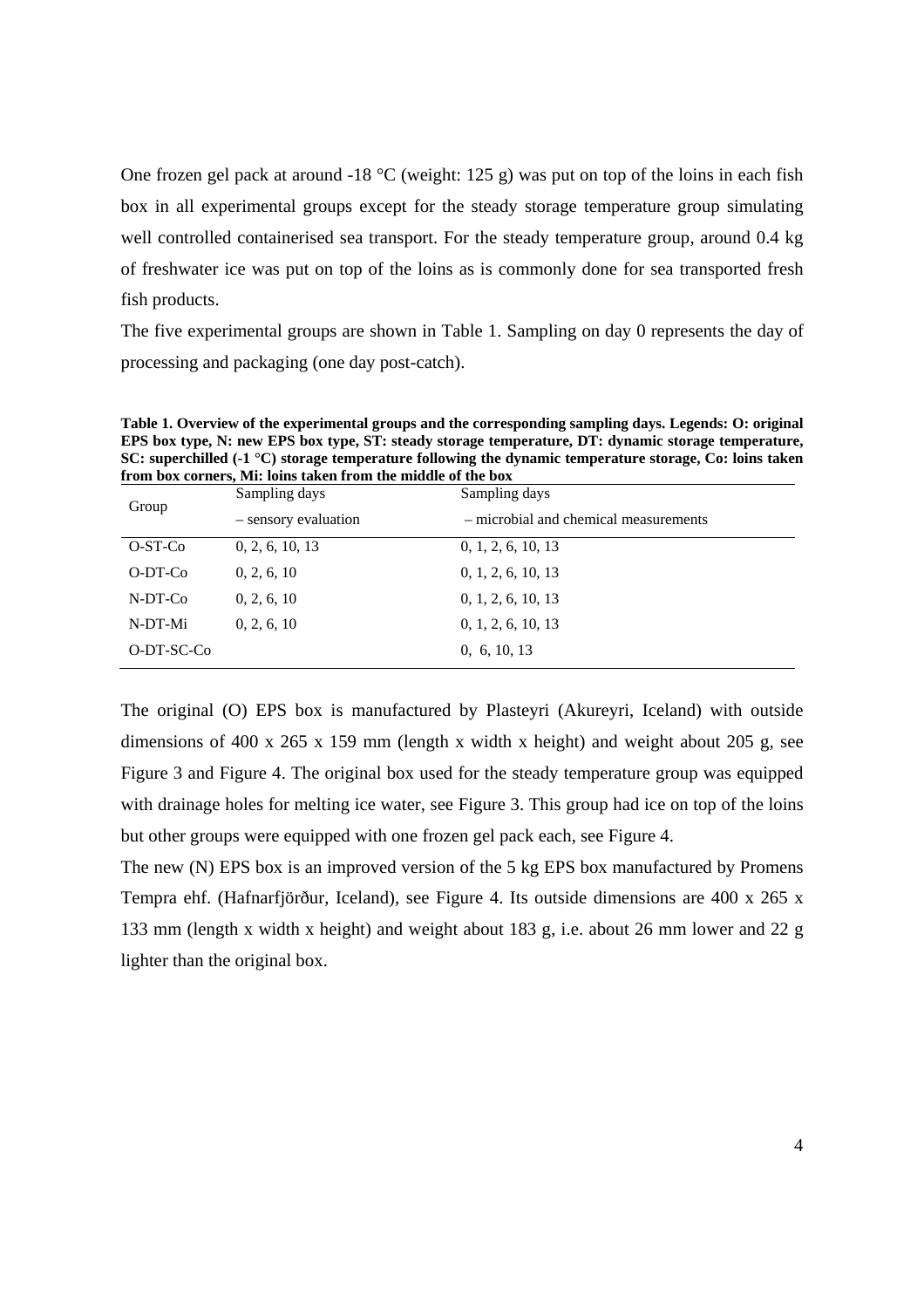One frozen gel pack at around -18 °C (weight: 125 g) was put on top of the loins in each fish box in all experimental groups except for the steady storage temperature group simulating well controlled containerised sea transport. For the steady temperature group, around 0.4 kg of freshwater ice was put on top of the loins as is commonly done for sea transported fresh fish products.

The five experimental groups are shown in Table 1. Sampling on day 0 represents the day of processing and packaging (one day post-catch).

**Table 1. Overview of the experimental groups and the corresponding sampling days. Legends: O: original EPS box type, N: new EPS box type, ST: steady storage temperature, DT: dynamic storage temperature, SC: superchilled (-1 °C) storage temperature following the dynamic temperature storage, Co: loins taken from box corners, Mi: loins taken from the middle of the box**

| Group | Sampling days – sensory evaluation | Sampling days – microbial and chemical measurements |
|---|---|---|
| O-ST-Co | 0, 2, 6, 10, 13 | 0, 1, 2, 6, 10, 13 |
| O-DT-Co | 0, 2, 6, 10 | 0, 1, 2, 6, 10, 13 |
| N-DT-Co | 0, 2, 6, 10 | 0, 1, 2, 6, 10, 13 |
| N-DT-Mi | 0, 2, 6, 10 | 0, 1, 2, 6, 10, 13 |
| O-DT-SC-Co | | 0, 6, 10, 13 |

The original (O) EPS box is manufactured by Plasteyri (Akureyri, Iceland) with outside dimensions of 400 x 265 x 159 mm (length x width x height) and weight about 205 g, see Figure 3 and Figure 4. The original box used for the steady temperature group was equipped with drainage holes for melting ice water, see Figure 3. This group had ice on top of the loins but other groups were equipped with one frozen gel pack each, see Figure 4.

The new (N) EPS box is an improved version of the 5 kg EPS box manufactured by Promens Tempra ehf. (Hafnarfjörður, Iceland), see Figure 4. Its outside dimensions are 400 x 265 x 133 mm (length x width x height) and weight about 183 g, i.e. about 26 mm lower and 22 g lighter than the original box.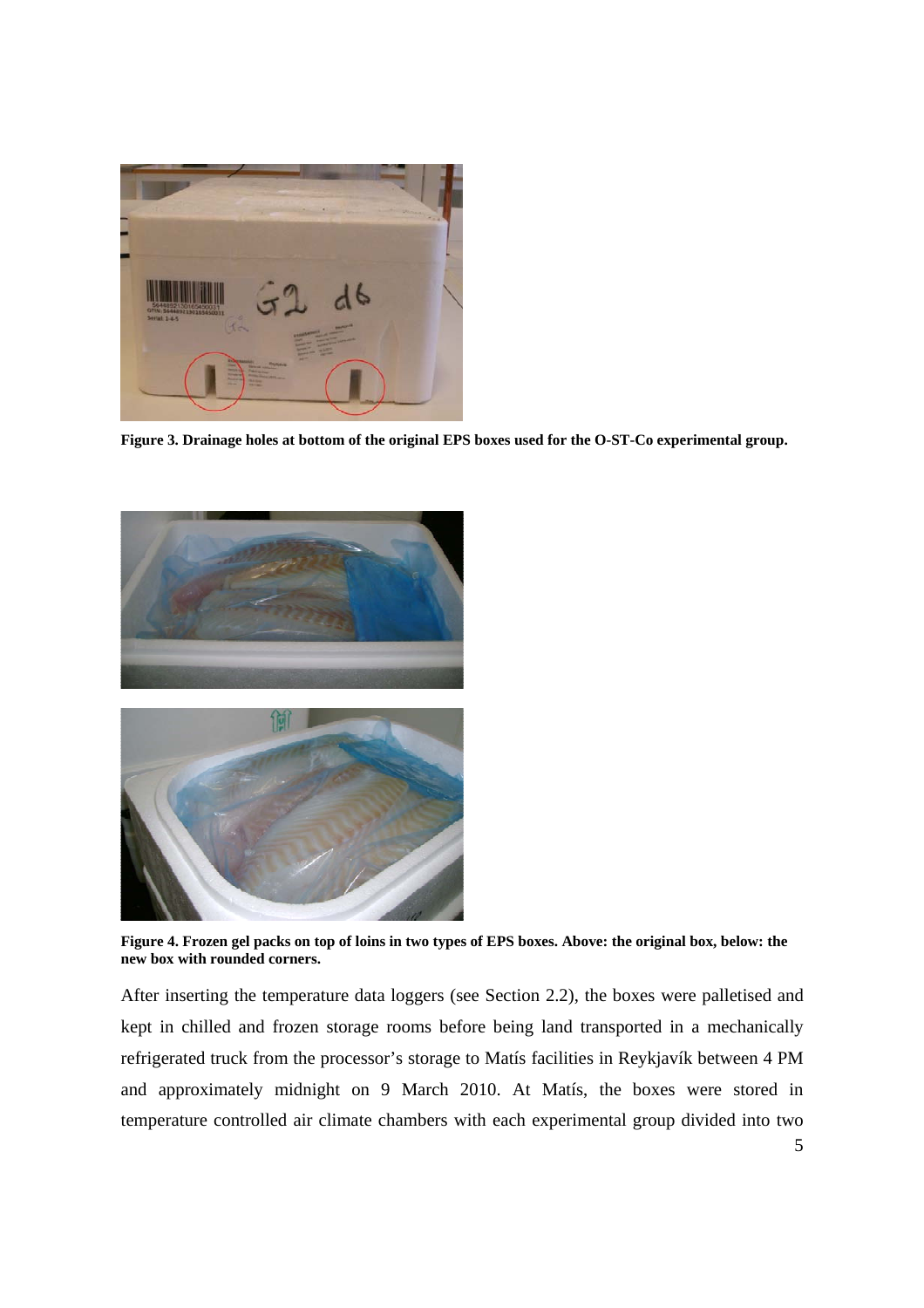**Figure 3. Drainage holes at bottom of the original EPS boxes used for the O-ST-Co experimental group.**

**Figure 4. Frozen gel packs on top of loins in two types of EPS boxes. Above: the original box, below: the new box with rounded corners.**

After inserting the temperature data loggers (see Section 2.2), the boxes were palletised and kept in chilled and frozen storage rooms before being land transported in a mechanically refrigerated truck from the processor's storage to Matís facilities in Reykjavík between 4 PM and approximately midnight on 9 March 2010. At Matís, the boxes were stored in temperature controlled air climate chambers with each experimental group divided into two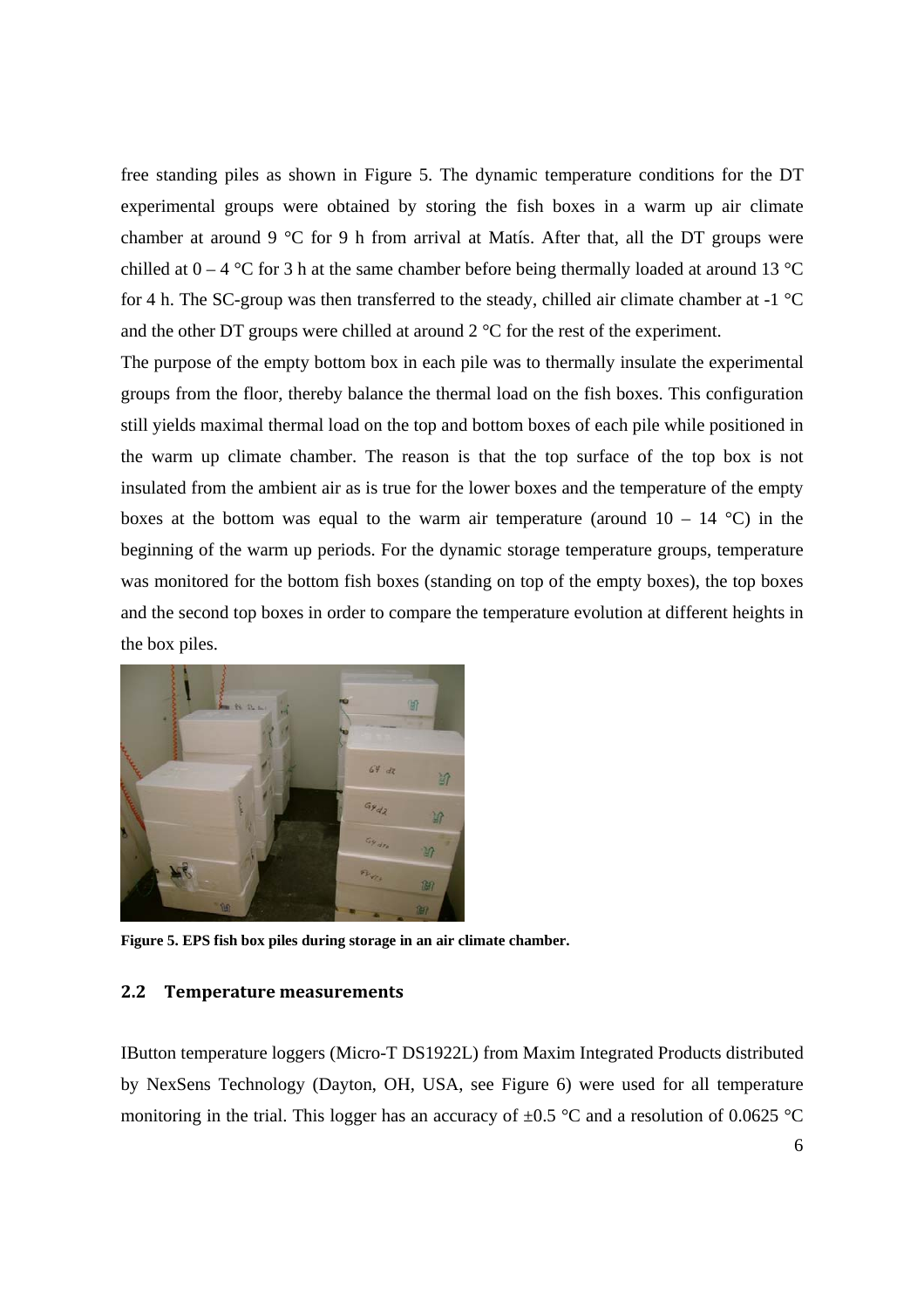free standing piles as shown in Figure 5. The dynamic temperature conditions for the DT experimental groups were obtained by storing the fish boxes in a warm up air climate chamber at around 9 °C for 9 h from arrival at Matís. After that, all the DT groups were chilled at 0 – 4 °C for 3 h at the same chamber before being thermally loaded at around 13 °C for 4 h. The SC-group was then transferred to the steady, chilled air climate chamber at -1 °C and the other DT groups were chilled at around 2 °C for the rest of the experiment.

The purpose of the empty bottom box in each pile was to thermally insulate the experimental groups from the floor, thereby balance the thermal load on the fish boxes. This configuration still yields maximal thermal load on the top and bottom boxes of each pile while positioned in the warm up climate chamber. The reason is that the top surface of the top box is not insulated from the ambient air as is true for the lower boxes and the temperature of the empty boxes at the bottom was equal to the warm air temperature (around 10 – 14 °C) in the beginning of the warm up periods. For the dynamic storage temperature groups, temperature was monitored for the bottom fish boxes (standing on top of the empty boxes), the top boxes and the second top boxes in order to compare the temperature evolution at different heights in the box piles.

**Figure 5. EPS fish box piles during storage in an air climate chamber.**

## 2.2 Temperature measurements

IButton temperature loggers (Micro-T DS1922L) from Maxim Integrated Products distributed by NexSens Technology (Dayton, OH, USA, see Figure 6) were used for all temperature monitoring in the trial. This logger has an accuracy of ±0.5 °C and a resolution of 0.0625 °C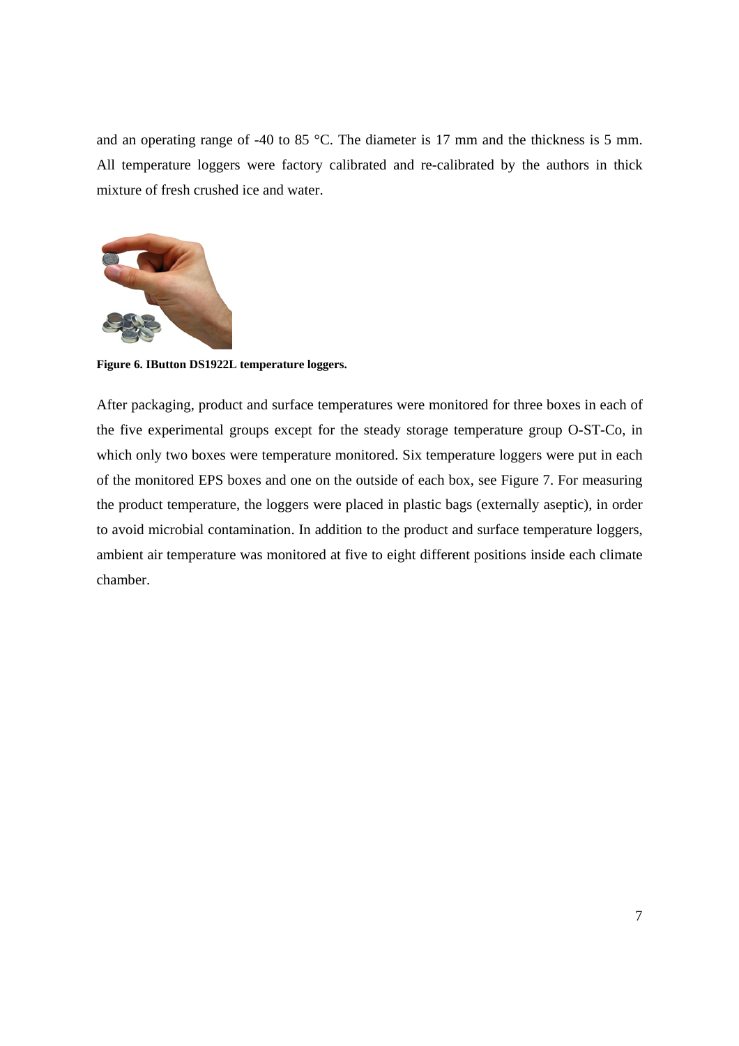and an operating range of -40 to 85 °C. The diameter is 17 mm and the thickness is 5 mm. All temperature loggers were factory calibrated and re-calibrated by the authors in thick mixture of fresh crushed ice and water.

**Figure 6. IButton DS1922L temperature loggers.**

After packaging, product and surface temperatures were monitored for three boxes in each of the five experimental groups except for the steady storage temperature group O-ST-Co, in which only two boxes were temperature monitored. Six temperature loggers were put in each of the monitored EPS boxes and one on the outside of each box, see Figure 7. For measuring the product temperature, the loggers were placed in plastic bags (externally aseptic), in order to avoid microbial contamination. In addition to the product and surface temperature loggers, ambient air temperature was monitored at five to eight different positions inside each climate chamber.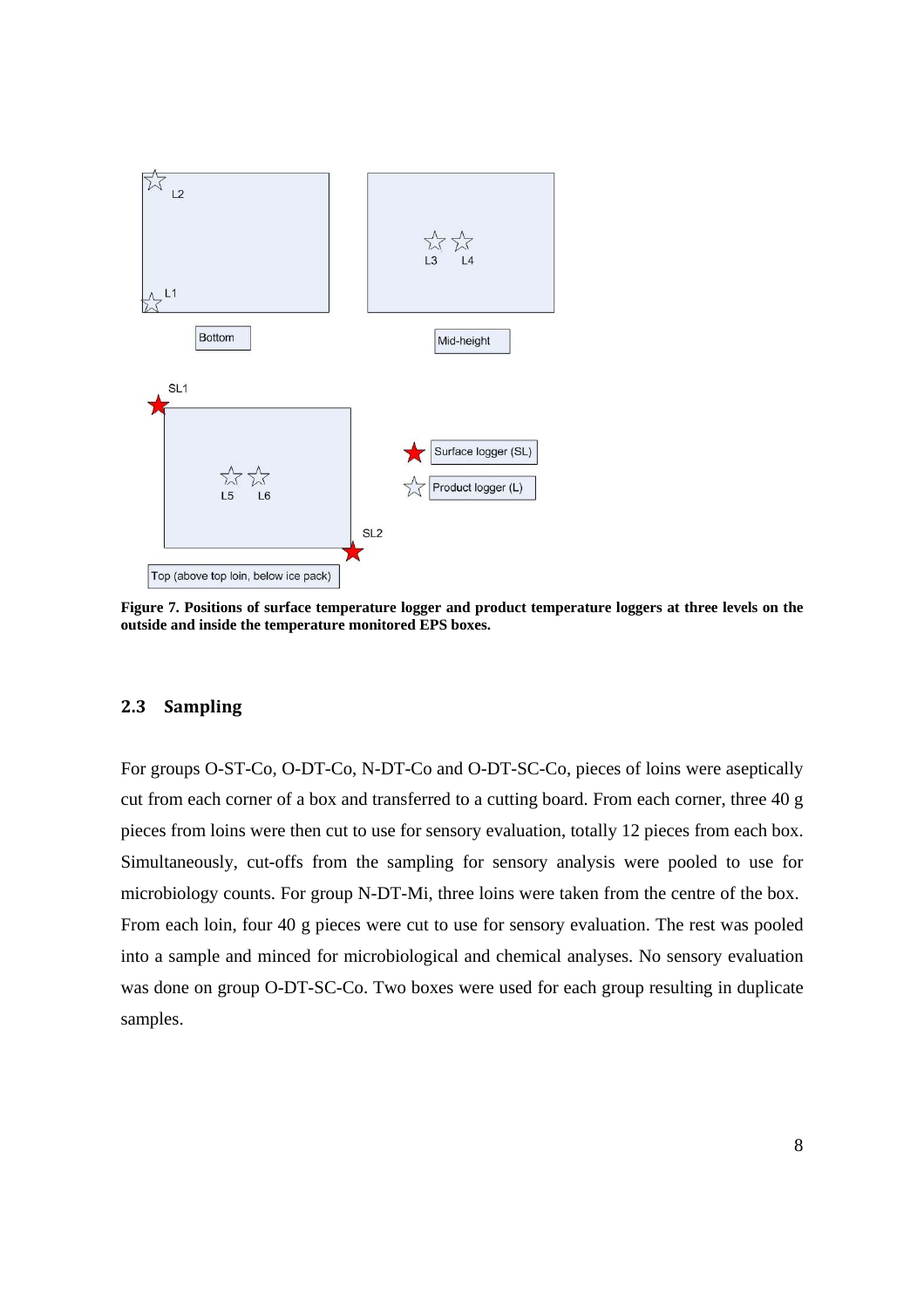**Figure 7. Positions of surface temperature logger and product temperature loggers at three levels on the outside and inside the temperature monitored EPS boxes.**

## 2.3 Sampling

For groups O-ST-Co, O-DT-Co, N-DT-Co and O-DT-SC-Co, pieces of loins were aseptically cut from each corner of a box and transferred to a cutting board. From each corner, three 40 g pieces from loins were then cut to use for sensory evaluation, totally 12 pieces from each box. Simultaneously, cut-offs from the sampling for sensory analysis were pooled to use for microbiology counts. For group N-DT-Mi, three loins were taken from the centre of the box. From each loin, four 40 g pieces were cut to use for sensory evaluation. The rest was pooled into a sample and minced for microbiological and chemical analyses. No sensory evaluation was done on group O-DT-SC-Co. Two boxes were used for each group resulting in duplicate samples.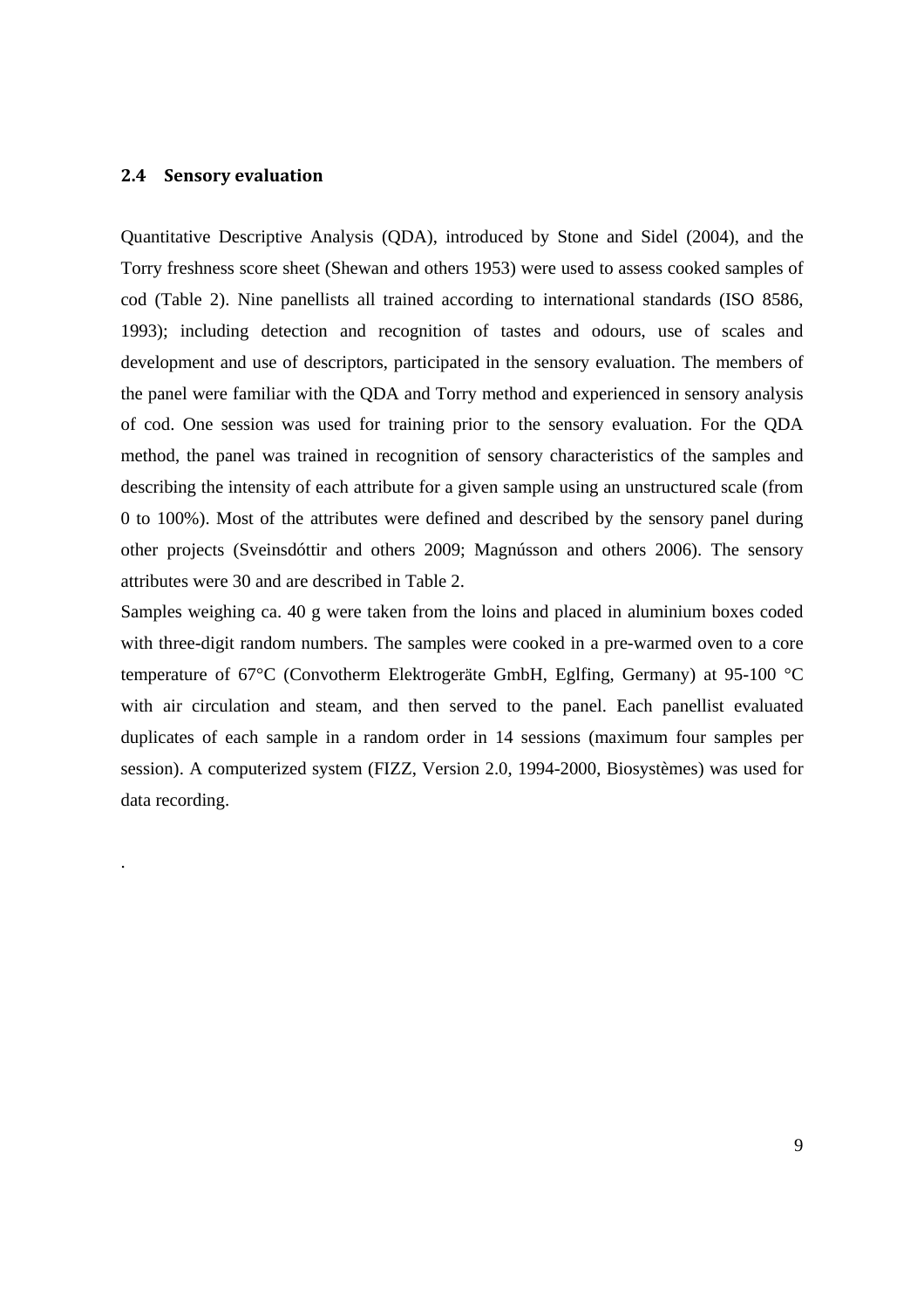## 2.4 Sensory evaluation

Quantitative Descriptive Analysis (QDA), introduced by Stone and Sidel (2004), and the Torry freshness score sheet (Shewan and others 1953) were used to assess cooked samples of cod (Table 2). Nine panellists all trained according to international standards (ISO 8586, 1993); including detection and recognition of tastes and odours, use of scales and development and use of descriptors, participated in the sensory evaluation. The members of the panel were familiar with the QDA and Torry method and experienced in sensory analysis of cod. One session was used for training prior to the sensory evaluation. For the QDA method, the panel was trained in recognition of sensory characteristics of the samples and describing the intensity of each attribute for a given sample using an unstructured scale (from 0 to 100%). Most of the attributes were defined and described by the sensory panel during other projects (Sveinsdóttir and others 2009; Magnússon and others 2006). The sensory attributes were 30 and are described in Table 2.

Samples weighing ca. 40 g were taken from the loins and placed in aluminium boxes coded with three-digit random numbers. The samples were cooked in a pre-warmed oven to a core temperature of 67°C (Convotherm Elektrogeräte GmbH, Eglfing, Germany) at 95-100 °C with air circulation and steam, and then served to the panel. Each panellist evaluated duplicates of each sample in a random order in 14 sessions (maximum four samples per session). A computerized system (FIZZ, Version 2.0, 1994-2000, Biosystèmes) was used for data recording.

.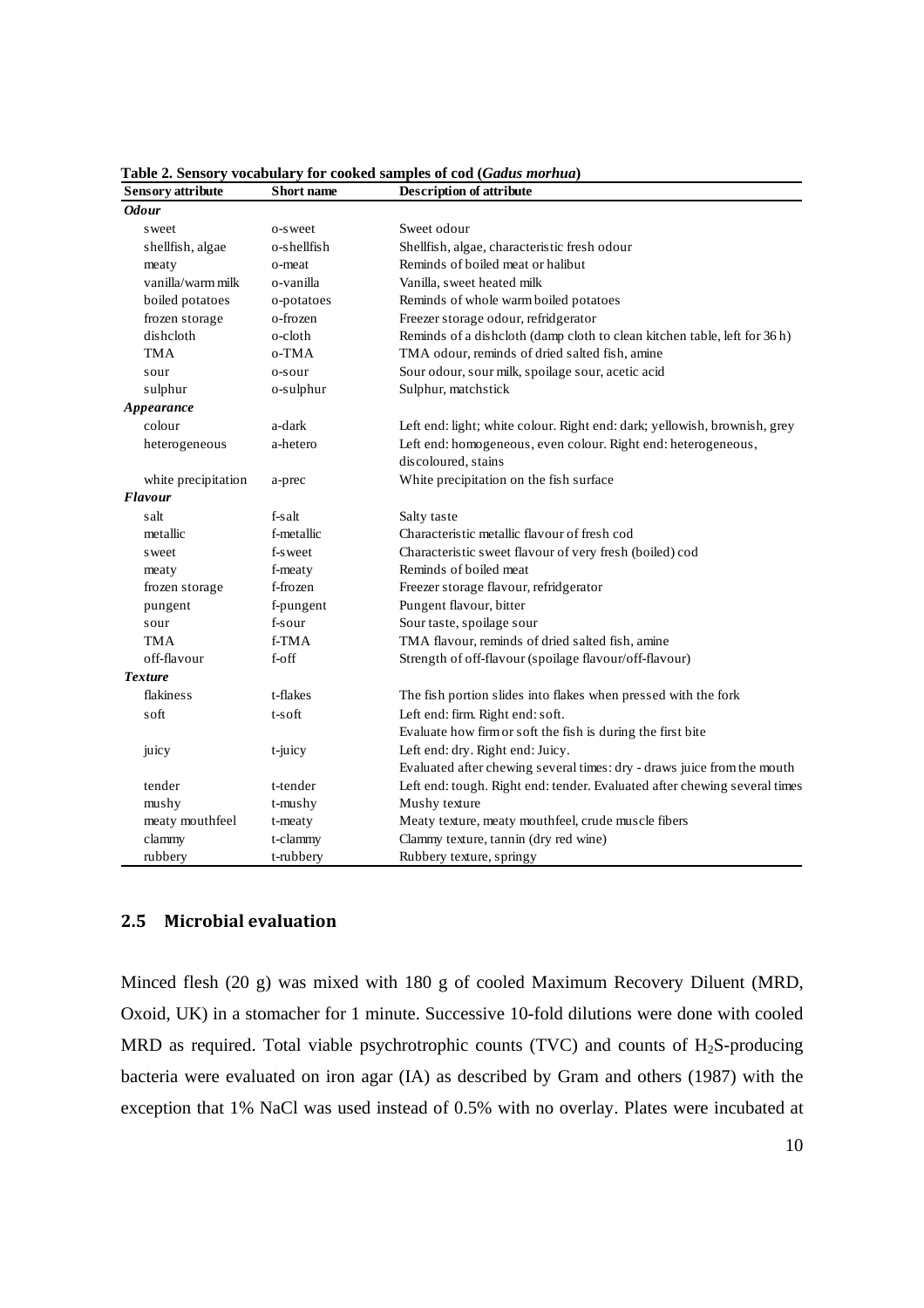**Table 2. Sensory vocabulary for cooked samples of cod (*Gadus morhua*)**

| Sensory attribute | Short name | Description of attribute |
|---|---|---|
| ***Odour*** | | |
| sweet | o-sweet | Sweet odour |
| shellfish, algae | o-shellfish | Shellfish, algae, characteristic fresh odour |
| meaty | o-meat | Reminds of boiled meat or halibut |
| vanilla/warm milk | o-vanilla | Vanilla, sweet heated milk |
| boiled potatoes | o-potatoes | Reminds of whole warm boiled potatoes |
| frozen storage | o-frozen | Freezer storage odour, refridgerator |
| dishcloth | o-cloth | Reminds of a dishcloth (damp cloth to clean kitchen table, left for 36 h) |
| TMA | o-TMA | TMA odour, reminds of dried salted fish, amine |
| sour | o-sour | Sour odour, sour milk, spoilage sour, acetic acid |
| sulphur | o-sulphur | Sulphur, matchstick |
| ***Appearance*** | | |
| colour | a-dark | Left end: light; white colour. Right end: dark; yellowish, brownish, grey |
| heterogeneous | a-hetero | Left end: homogeneous, even colour. Right end: heterogeneous, discoloured, stains |
| white precipitation | a-prec | White precipitation on the fish surface |
| ***Flavour*** | | |
| salt | f-salt | Salty taste |
| metallic | f-metallic | Characteristic metallic flavour of fresh cod |
| sweet | f-sweet | Characteristic sweet flavour of very fresh (boiled) cod |
| meaty | f-meaty | Reminds of boiled meat |
| frozen storage | f-frozen | Freezer storage flavour, refridgerator |
| pungent | f-pungent | Pungent flavour, bitter |
| sour | f-sour | Sour taste, spoilage sour |
| TMA | f-TMA | TMA flavour, reminds of dried salted fish, amine |
| off-flavour | f-off | Strength of off-flavour (spoilage flavour/off-flavour) |
| ***Texture*** | | |
| flakiness | t-flakes | The fish portion slides into flakes when pressed with the fork |
| soft | t-soft | Left end: firm. Right end: soft. Evaluate how firm or soft the fish is during the first bite |
| juicy | t-juicy | Left end: dry. Right end: Juicy. Evaluated after chewing several times: dry - draws juice from the mouth |
| tender | t-tender | Left end: tough. Right end: tender. Evaluated after chewing several times |
| mushy | t-mushy | Mushy texture |
| meaty mouthfeel | t-meaty | Meaty texture, meaty mouthfeel, crude muscle fibers |
| clammy | t-clammy | Clammy texture, tannin (dry red wine) |
| rubbery | t-rubbery | Rubbery texture, springy |

## 2.5 Microbial evaluation

Minced flesh (20 g) was mixed with 180 g of cooled Maximum Recovery Diluent (MRD, Oxoid, UK) in a stomacher for 1 minute. Successive 10-fold dilutions were done with cooled MRD as required. Total viable psychrotrophic counts (TVC) and counts of $H_2S$-producing bacteria were evaluated on iron agar (IA) as described by Gram and others (1987) with the exception that 1% NaCl was used instead of 0.5% with no overlay. Plates were incubated at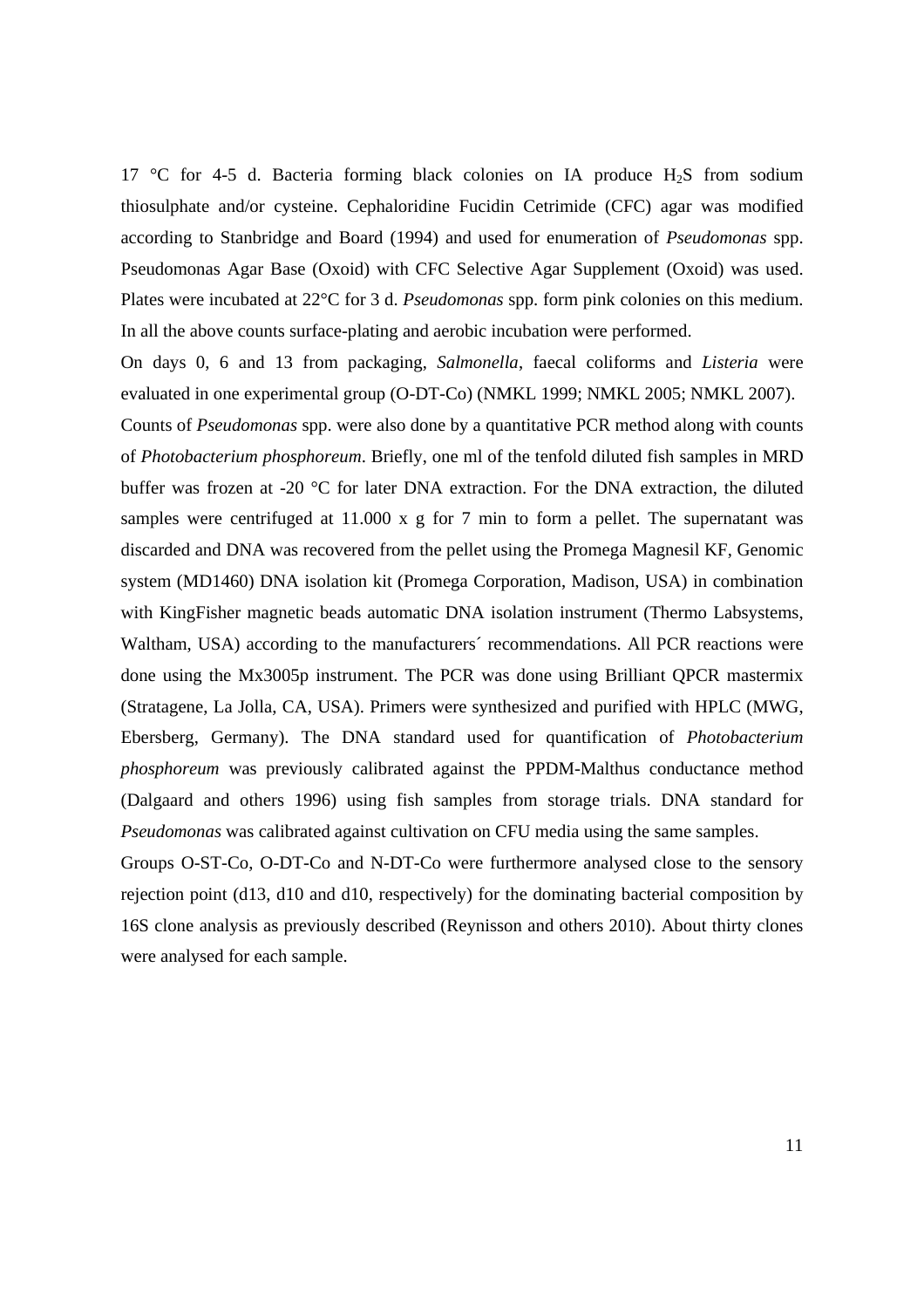17 °C for 4-5 d. Bacteria forming black colonies on IA produce $H_2S$ from sodium thiosulphate and/or cysteine. Cephaloridine Fucidin Cetrimide (CFC) agar was modified according to Stanbridge and Board (1994) and used for enumeration of *Pseudomonas* spp. Pseudomonas Agar Base (Oxoid) with CFC Selective Agar Supplement (Oxoid) was used. Plates were incubated at 22°C for 3 d. *Pseudomonas* spp. form pink colonies on this medium. In all the above counts surface-plating and aerobic incubation were performed.

On days 0, 6 and 13 from packaging, *Salmonella*, faecal coliforms and *Listeria* were evaluated in one experimental group (O-DT-Co) (NMKL 1999; NMKL 2005; NMKL 2007).

Counts of *Pseudomonas* spp. were also done by a quantitative PCR method along with counts of *Photobacterium phosphoreum*. Briefly, one ml of the tenfold diluted fish samples in MRD buffer was frozen at -20 °C for later DNA extraction. For the DNA extraction, the diluted samples were centrifuged at 11.000 x g for 7 min to form a pellet. The supernatant was discarded and DNA was recovered from the pellet using the Promega Magnesil KF, Genomic system (MD1460) DNA isolation kit (Promega Corporation, Madison, USA) in combination with KingFisher magnetic beads automatic DNA isolation instrument (Thermo Labsystems, Waltham, USA) according to the manufacturers´ recommendations. All PCR reactions were done using the Mx3005p instrument. The PCR was done using Brilliant QPCR mastermix (Stratagene, La Jolla, CA, USA). Primers were synthesized and purified with HPLC (MWG, Ebersberg, Germany). The DNA standard used for quantification of *Photobacterium phosphoreum* was previously calibrated against the PPDM-Malthus conductance method (Dalgaard and others 1996) using fish samples from storage trials. DNA standard for *Pseudomonas* was calibrated against cultivation on CFU media using the same samples.

Groups O-ST-Co, O-DT-Co and N-DT-Co were furthermore analysed close to the sensory rejection point (d13, d10 and d10, respectively) for the dominating bacterial composition by 16S clone analysis as previously described (Reynisson and others 2010). About thirty clones were analysed for each sample.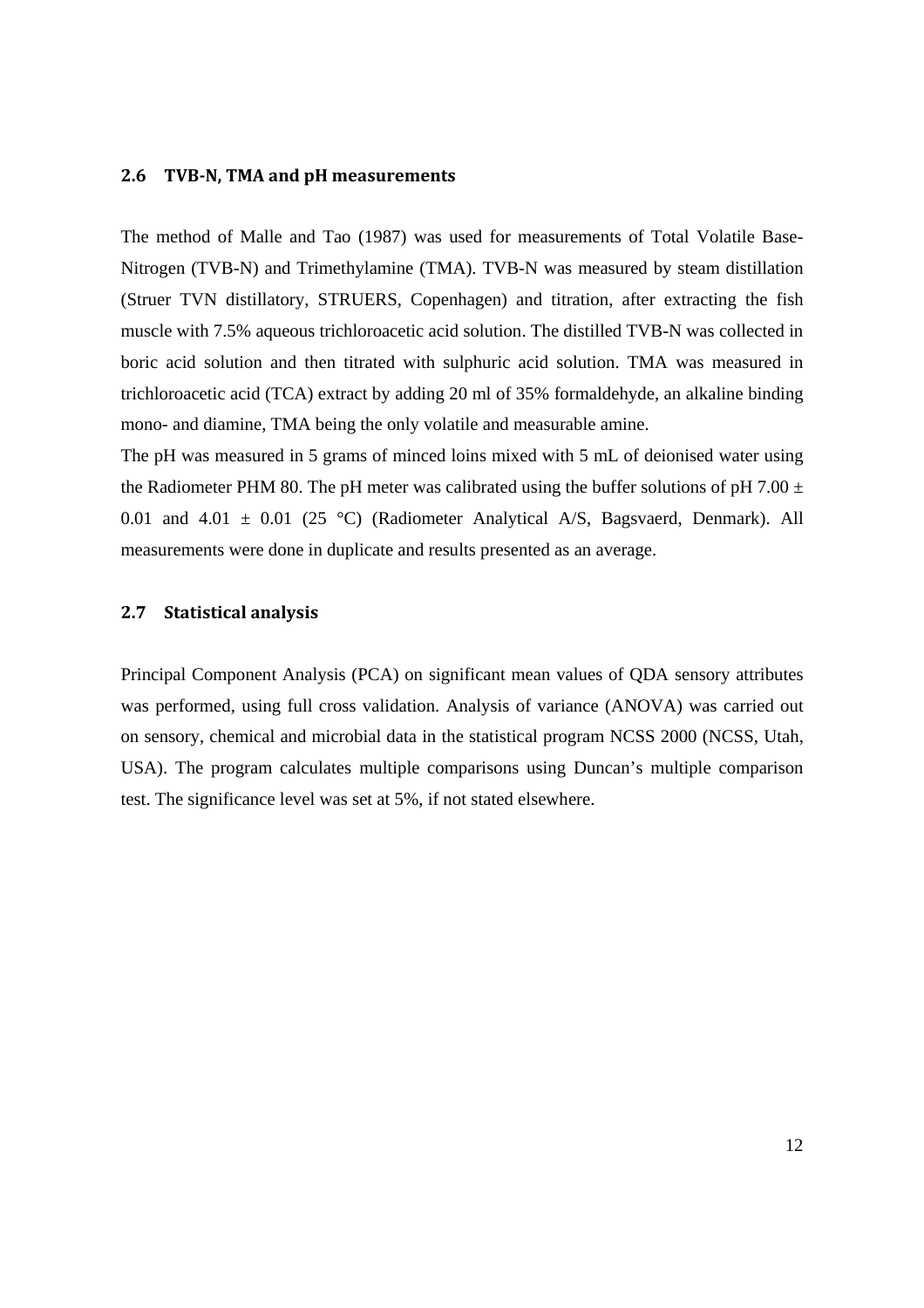## 2.6 TVB-N, TMA and pH measurements

The method of Malle and Tao (1987) was used for measurements of Total Volatile Base-Nitrogen (TVB-N) and Trimethylamine (TMA). TVB-N was measured by steam distillation (Struer TVN distillatory, STRUERS, Copenhagen) and titration, after extracting the fish muscle with 7.5% aqueous trichloroacetic acid solution. The distilled TVB-N was collected in boric acid solution and then titrated with sulphuric acid solution. TMA was measured in trichloroacetic acid (TCA) extract by adding 20 ml of 35% formaldehyde, an alkaline binding mono- and diamine, TMA being the only volatile and measurable amine.

The pH was measured in 5 grams of minced loins mixed with 5 mL of deionised water using the Radiometer PHM 80. The pH meter was calibrated using the buffer solutions of pH 7.00 ± 0.01 and 4.01 ± 0.01 (25 °C) (Radiometer Analytical A/S, Bagsvaerd, Denmark). All measurements were done in duplicate and results presented as an average.

## 2.7 Statistical analysis

Principal Component Analysis (PCA) on significant mean values of QDA sensory attributes was performed, using full cross validation. Analysis of variance (ANOVA) was carried out on sensory, chemical and microbial data in the statistical program NCSS 2000 (NCSS, Utah, USA). The program calculates multiple comparisons using Duncan's multiple comparison test. The significance level was set at 5%, if not stated elsewhere.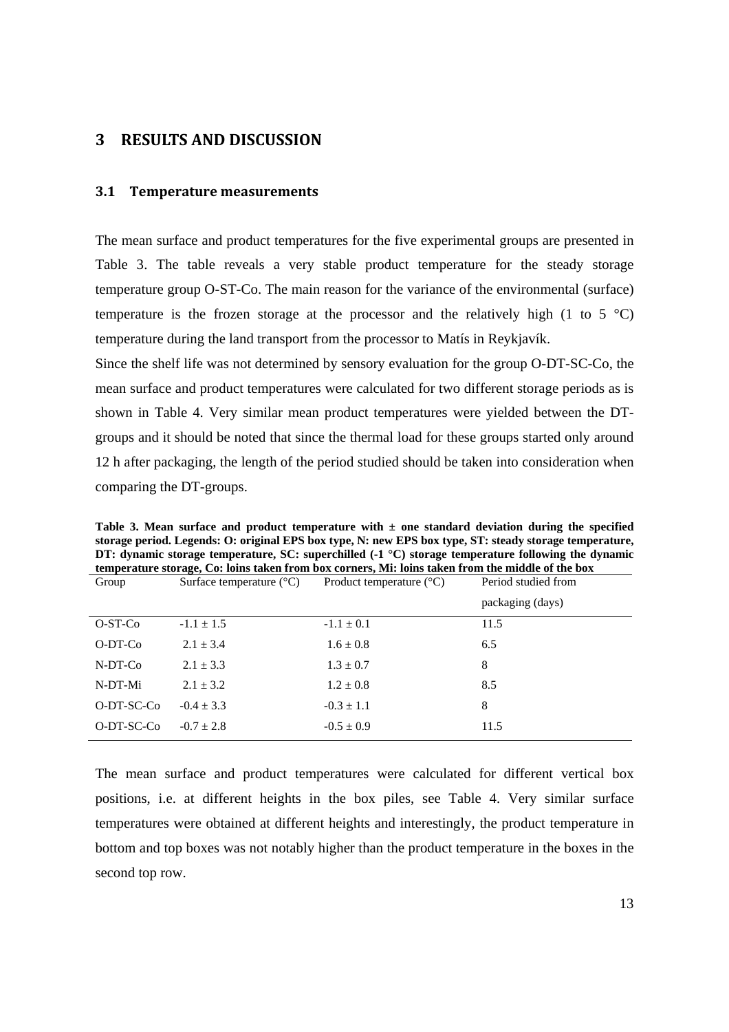# 3 RESULTS AND DISCUSSION

## 3.1 Temperature measurements

The mean surface and product temperatures for the five experimental groups are presented in Table 3. The table reveals a very stable product temperature for the steady storage temperature group O-ST-Co. The main reason for the variance of the environmental (surface) temperature is the frozen storage at the processor and the relatively high (1 to 5 °C) temperature during the land transport from the processor to Matís in Reykjavík.

Since the shelf life was not determined by sensory evaluation for the group O-DT-SC-Co, the mean surface and product temperatures were calculated for two different storage periods as is shown in Table 4. Very similar mean product temperatures were yielded between the DT-groups and it should be noted that since the thermal load for these groups started only around 12 h after packaging, the length of the period studied should be taken into consideration when comparing the DT-groups.

**Table 3. Mean surface and product temperature with ± one standard deviation during the specified storage period. Legends: O: original EPS box type, N: new EPS box type, ST: steady storage temperature, DT: dynamic storage temperature, SC: superchilled (-1 °C) storage temperature following the dynamic temperature storage, Co: loins taken from box corners, Mi: loins taken from the middle of the box**

| Group | Surface temperature (°C) | Product temperature (°C) | Period studied from packaging (days) |
|---|---|---|---|
| O-ST-Co | -1.1 ± 1.5 | -1.1 ± 0.1 | 11.5 |
| O-DT-Co | 2.1 ± 3.4 | 1.6 ± 0.8 | 6.5 |
| N-DT-Co | 2.1 ± 3.3 | 1.3 ± 0.7 | 8 |
| N-DT-Mi | 2.1 ± 3.2 | 1.2 ± 0.8 | 8.5 |
| O-DT-SC-Co | -0.4 ± 3.3 | -0.3 ± 1.1 | 8 |
| O-DT-SC-Co | -0.7 ± 2.8 | -0.5 ± 0.9 | 11.5 |

The mean surface and product temperatures were calculated for different vertical box positions, i.e. at different heights in the box piles, see Table 4. Very similar surface temperatures were obtained at different heights and interestingly, the product temperature in bottom and top boxes was not notably higher than the product temperature in the boxes in the second top row.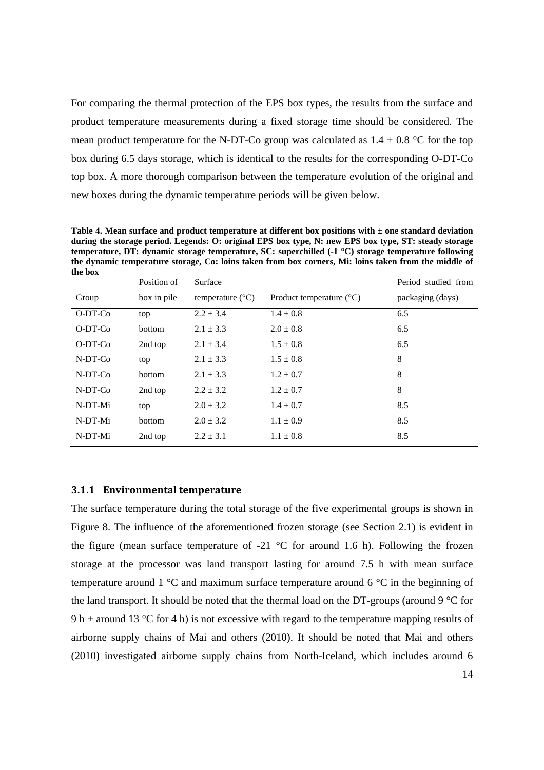For comparing the thermal protection of the EPS box types, the results from the surface and product temperature measurements during a fixed storage time should be considered. The mean product temperature for the N-DT-Co group was calculated as 1.4 ± 0.8 °C for the top box during 6.5 days storage, which is identical to the results for the corresponding O-DT-Co top box. A more thorough comparison between the temperature evolution of the original and new boxes during the dynamic temperature periods will be given below.

**Table 4. Mean surface and product temperature at different box positions with ± one standard deviation during the storage period. Legends: O: original EPS box type, N: new EPS box type, ST: steady storage temperature, DT: dynamic storage temperature, SC: superchilled (-1 °C) storage temperature following the dynamic temperature storage, Co: loins taken from box corners, Mi: loins taken from the middle of the box**

| Group | Position of box in pile | Surface temperature (°C) | Product temperature (°C) | Period studied from packaging (days) |
|---|---|---|---|---|
| O-DT-Co | top | 2.2 ± 3.4 | 1.4 ± 0.8 | 6.5 |
| O-DT-Co | bottom | 2.1 ± 3.3 | 2.0 ± 0.8 | 6.5 |
| O-DT-Co | 2nd top | 2.1 ± 3.4 | 1.5 ± 0.8 | 6.5 |
| N-DT-Co | top | 2.1 ± 3.3 | 1.5 ± 0.8 | 8 |
| N-DT-Co | bottom | 2.1 ± 3.3 | 1.2 ± 0.7 | 8 |
| N-DT-Co | 2nd top | 2.2 ± 3.2 | 1.2 ± 0.7 | 8 |
| N-DT-Mi | top | 2.0 ± 3.2 | 1.4 ± 0.7 | 8.5 |
| N-DT-Mi | bottom | 2.0 ± 3.2 | 1.1 ± 0.9 | 8.5 |
| N-DT-Mi | 2nd top | 2.2 ± 3.1 | 1.1 ± 0.8 | 8.5 |

### 3.1.1 Environmental temperature

The surface temperature during the total storage of the five experimental groups is shown in Figure 8. The influence of the aforementioned frozen storage (see Section 2.1) is evident in the figure (mean surface temperature of -21 °C for around 1.6 h). Following the frozen storage at the processor was land transport lasting for around 7.5 h with mean surface temperature around 1 °C and maximum surface temperature around 6 °C in the beginning of the land transport. It should be noted that the thermal load on the DT-groups (around 9 °C for 9 h + around 13 °C for 4 h) is not excessive with regard to the temperature mapping results of airborne supply chains of Mai and others (2010). It should be noted that Mai and others (2010) investigated airborne supply chains from North-Iceland, which includes around 6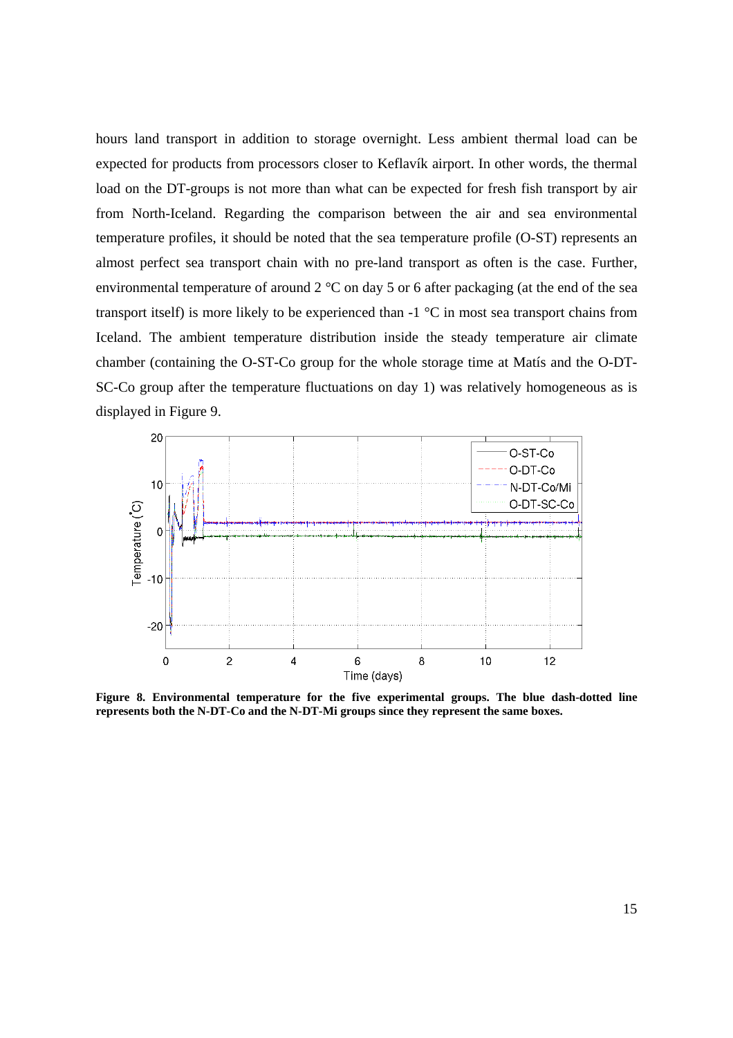hours land transport in addition to storage overnight. Less ambient thermal load can be expected for products from processors closer to Keflavík airport. In other words, the thermal load on the DT-groups is not more than what can be expected for fresh fish transport by air from North-Iceland. Regarding the comparison between the air and sea environmental temperature profiles, it should be noted that the sea temperature profile (O-ST) represents an almost perfect sea transport chain with no pre-land transport as often is the case. Further, environmental temperature of around 2 °C on day 5 or 6 after packaging (at the end of the sea transport itself) is more likely to be experienced than -1 °C in most sea transport chains from Iceland. The ambient temperature distribution inside the steady temperature air climate chamber (containing the O-ST-Co group for the whole storage time at Matís and the O-DT-SC-Co group after the temperature fluctuations on day 1) was relatively homogeneous as is displayed in Figure 9.

**Figure 8. Environmental temperature for the five experimental groups. The blue dash-dotted line represents both the N-DT-Co and the N-DT-Mi groups since they represent the same boxes.**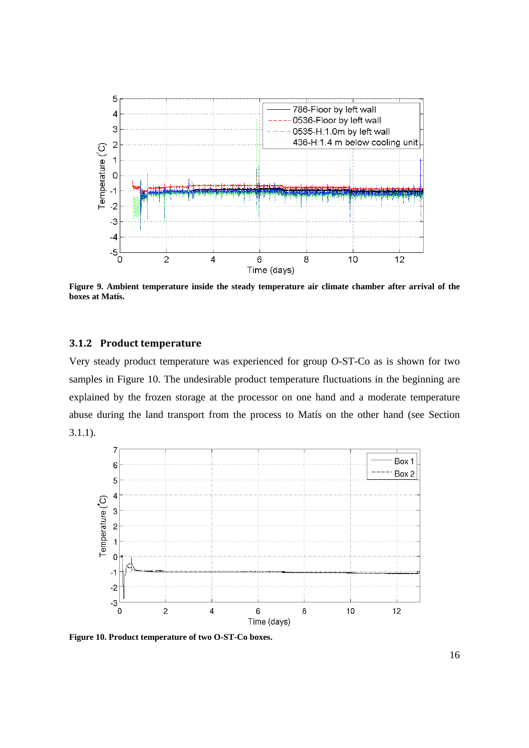Figure 9. Ambient temperature inside the steady temperature air climate chamber after arrival of the boxes at Matís.

### 3.1.2 Product temperature

Very steady product temperature was experienced for group O-ST-Co as is shown for two samples in Figure 10. The undesirable product temperature fluctuations in the beginning are explained by the frozen storage at the processor on one hand and a moderate temperature abuse during the land transport from the process to Matís on the other hand (see Section 3.1.1).

Figure 10. Product temperature of two O-ST-Co boxes.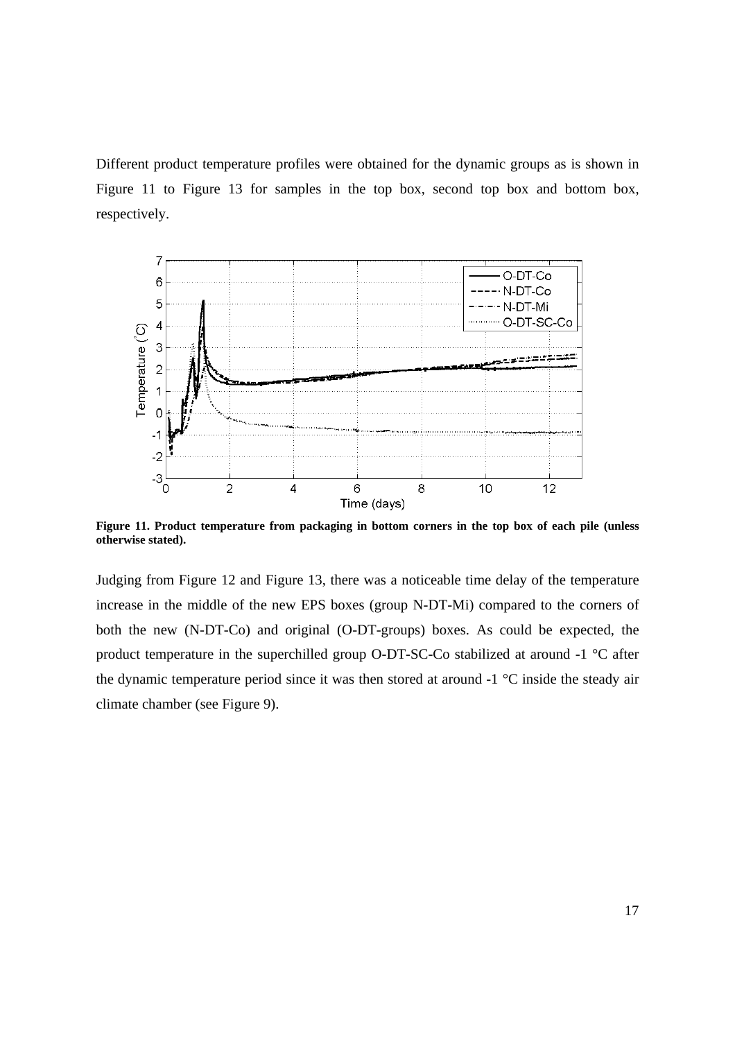Different product temperature profiles were obtained for the dynamic groups as is shown in Figure 11 to Figure 13 for samples in the top box, second top box and bottom box, respectively.

**Figure 11. Product temperature from packaging in bottom corners in the top box of each pile (unless otherwise stated).**

Judging from Figure 12 and Figure 13, there was a noticeable time delay of the temperature increase in the middle of the new EPS boxes (group N-DT-Mi) compared to the corners of both the new (N-DT-Co) and original (O-DT-groups) boxes. As could be expected, the product temperature in the superchilled group O-DT-SC-Co stabilized at around -1 °C after the dynamic temperature period since it was then stored at around -1 °C inside the steady air climate chamber (see Figure 9).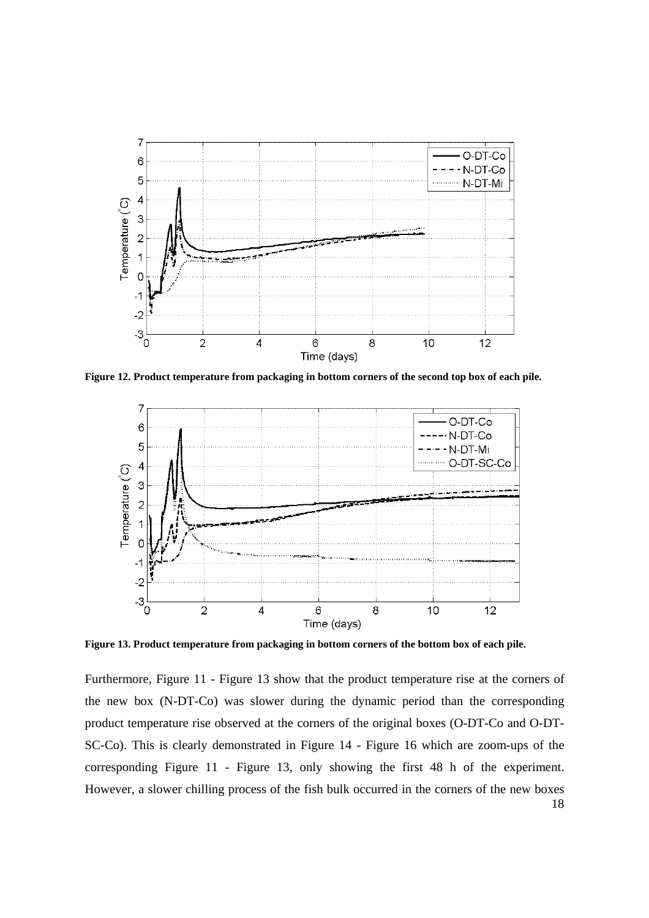**Figure 12. Product temperature from packaging in bottom corners of the second top box of each pile.**

**Figure 13. Product temperature from packaging in bottom corners of the bottom box of each pile.**

Furthermore, Figure 11 - Figure 13 show that the product temperature rise at the corners of the new box (N-DT-Co) was slower during the dynamic period than the corresponding product temperature rise observed at the corners of the original boxes (O-DT-Co and O-DT-SC-Co). This is clearly demonstrated in Figure 14 - Figure 16 which are zoom-ups of the corresponding Figure 11 - Figure 13, only showing the first 48 h of the experiment. However, a slower chilling process of the fish bulk occurred in the corners of the new boxes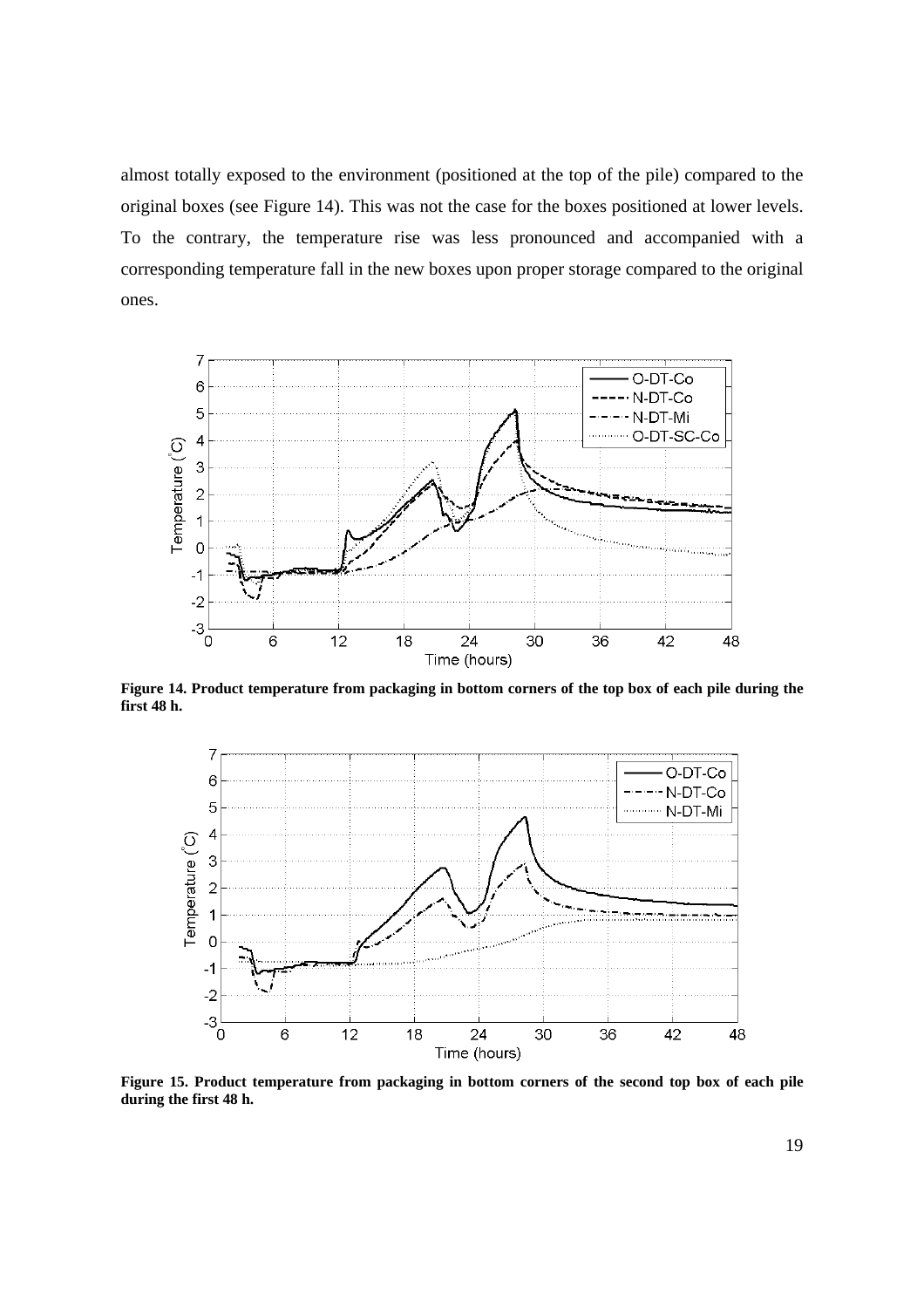almost totally exposed to the environment (positioned at the top of the pile) compared to the original boxes (see Figure 14). This was not the case for the boxes positioned at lower levels. To the contrary, the temperature rise was less pronounced and accompanied with a corresponding temperature fall in the new boxes upon proper storage compared to the original ones.

**Figure 14. Product temperature from packaging in bottom corners of the top box of each pile during the first 48 h.**

**Figure 15. Product temperature from packaging in bottom corners of the second top box of each pile during the first 48 h.**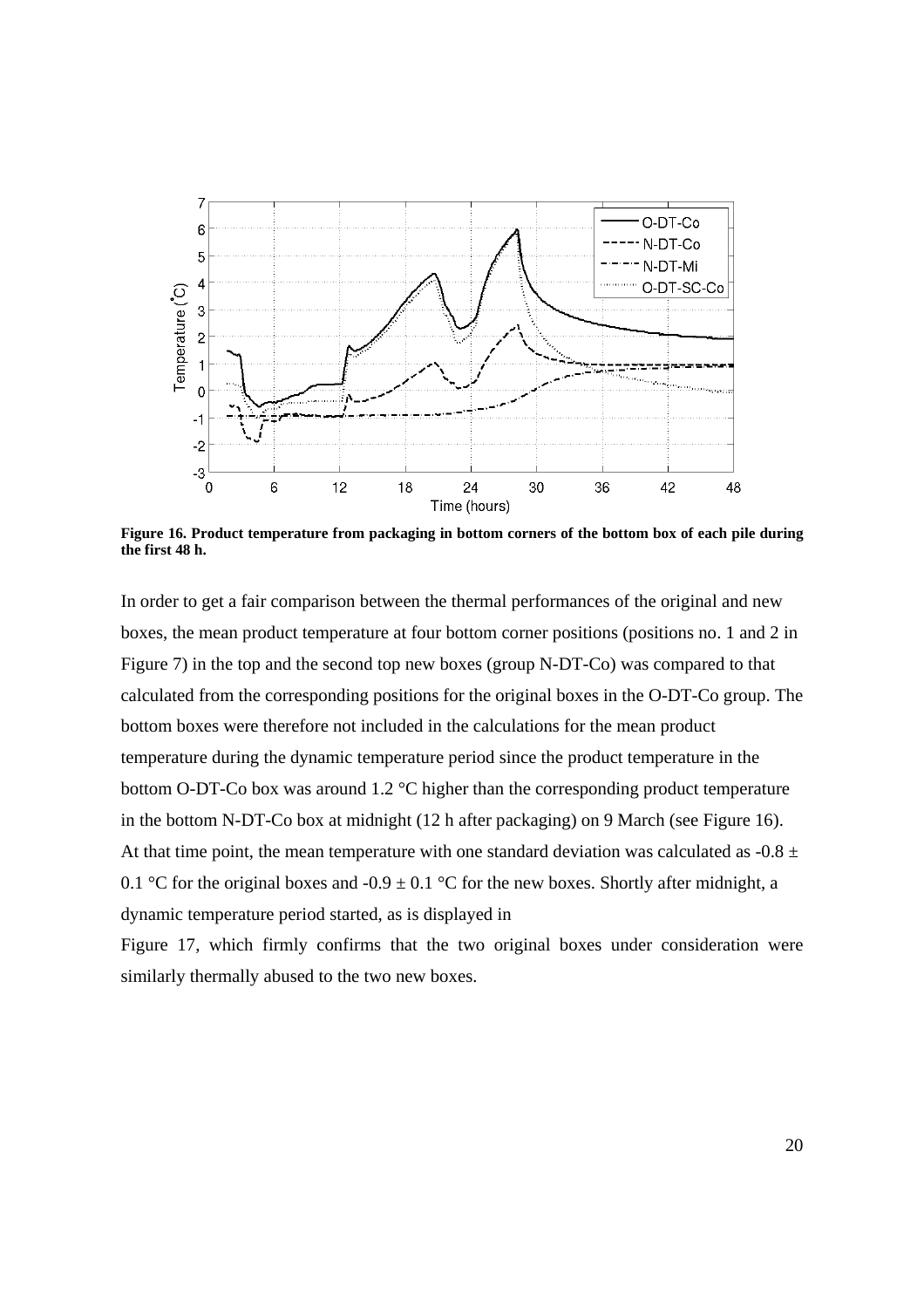Figure 16. Product temperature from packaging in bottom corners of the bottom box of each pile during the first 48 h.

In order to get a fair comparison between the thermal performances of the original and new boxes, the mean product temperature at four bottom corner positions (positions no. 1 and 2 in Figure 7) in the top and the second top new boxes (group N-DT-Co) was compared to that calculated from the corresponding positions for the original boxes in the O-DT-Co group. The bottom boxes were therefore not included in the calculations for the mean product temperature during the dynamic temperature period since the product temperature in the bottom O-DT-Co box was around 1.2 °C higher than the corresponding product temperature in the bottom N-DT-Co box at midnight (12 h after packaging) on 9 March (see Figure 16). At that time point, the mean temperature with one standard deviation was calculated as -0.8 ± 0.1 °C for the original boxes and -0.9 ± 0.1 °C for the new boxes. Shortly after midnight, a dynamic temperature period started, as is displayed in

Figure 17, which firmly confirms that the two original boxes under consideration were similarly thermally abused to the two new boxes.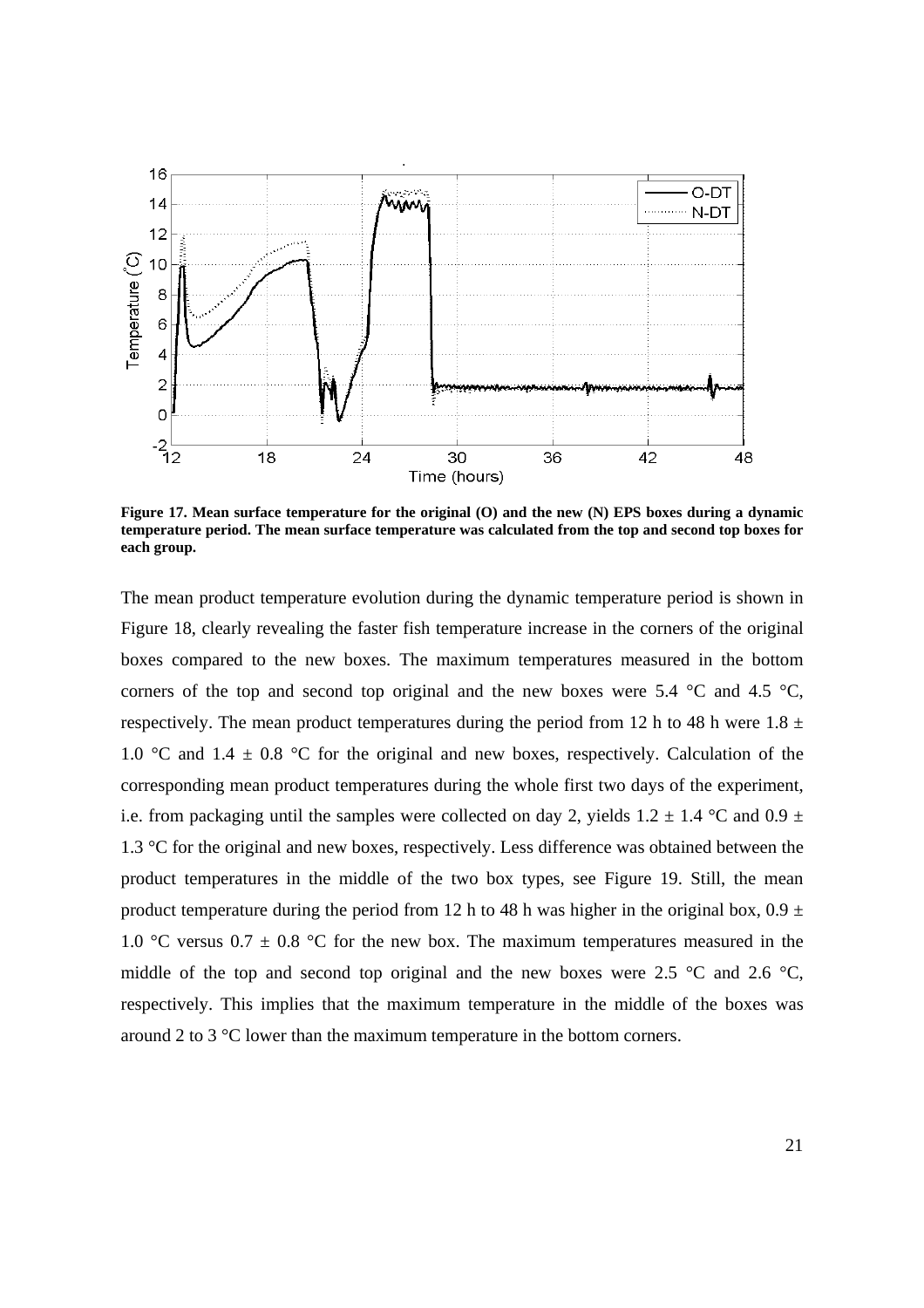**Figure 17. Mean surface temperature for the original (O) and the new (N) EPS boxes during a dynamic temperature period. The mean surface temperature was calculated from the top and second top boxes for each group.**

The mean product temperature evolution during the dynamic temperature period is shown in Figure 18, clearly revealing the faster fish temperature increase in the corners of the original boxes compared to the new boxes. The maximum temperatures measured in the bottom corners of the top and second top original and the new boxes were 5.4 °C and 4.5 °C, respectively. The mean product temperatures during the period from 12 h to 48 h were 1.8 ± 1.0 °C and 1.4 ± 0.8 °C for the original and new boxes, respectively. Calculation of the corresponding mean product temperatures during the whole first two days of the experiment, i.e. from packaging until the samples were collected on day 2, yields 1.2 ± 1.4 °C and 0.9 ± 1.3 °C for the original and new boxes, respectively. Less difference was obtained between the product temperatures in the middle of the two box types, see Figure 19. Still, the mean product temperature during the period from 12 h to 48 h was higher in the original box, 0.9 ± 1.0 °C versus 0.7 ± 0.8 °C for the new box. The maximum temperatures measured in the middle of the top and second top original and the new boxes were 2.5 °C and 2.6 °C, respectively. This implies that the maximum temperature in the middle of the boxes was around 2 to 3 °C lower than the maximum temperature in the bottom corners.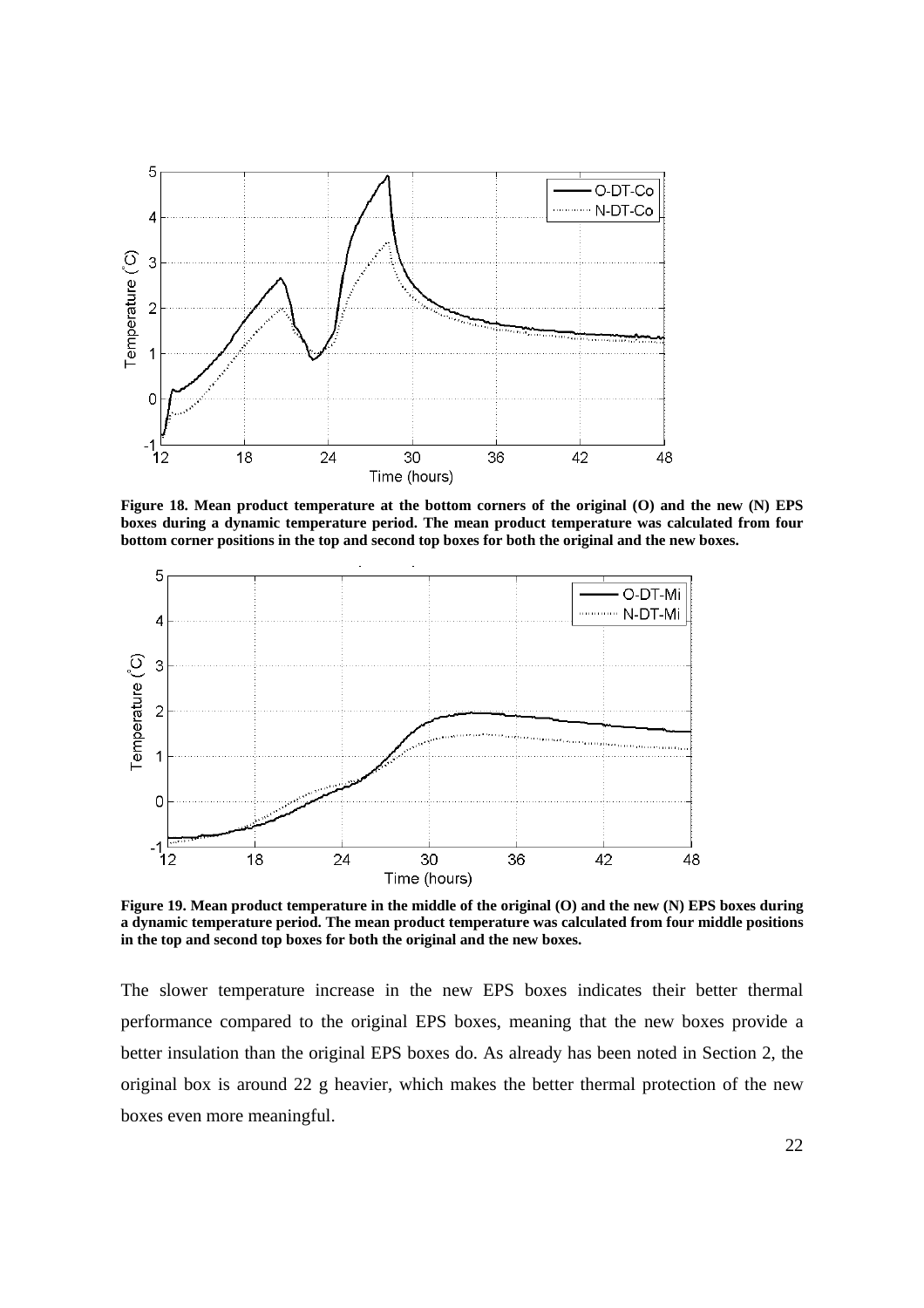Figure 18. Mean product temperature at the bottom corners of the original (O) and the new (N) EPS boxes during a dynamic temperature period. The mean product temperature was calculated from four bottom corner positions in the top and second top boxes for both the original and the new boxes.

Figure 19. Mean product temperature in the middle of the original (O) and the new (N) EPS boxes during a dynamic temperature period. The mean product temperature was calculated from four middle positions in the top and second top boxes for both the original and the new boxes.

The slower temperature increase in the new EPS boxes indicates their better thermal performance compared to the original EPS boxes, meaning that the new boxes provide a better insulation than the original EPS boxes do. As already has been noted in Section 2, the original box is around 22 g heavier, which makes the better thermal protection of the new boxes even more meaningful.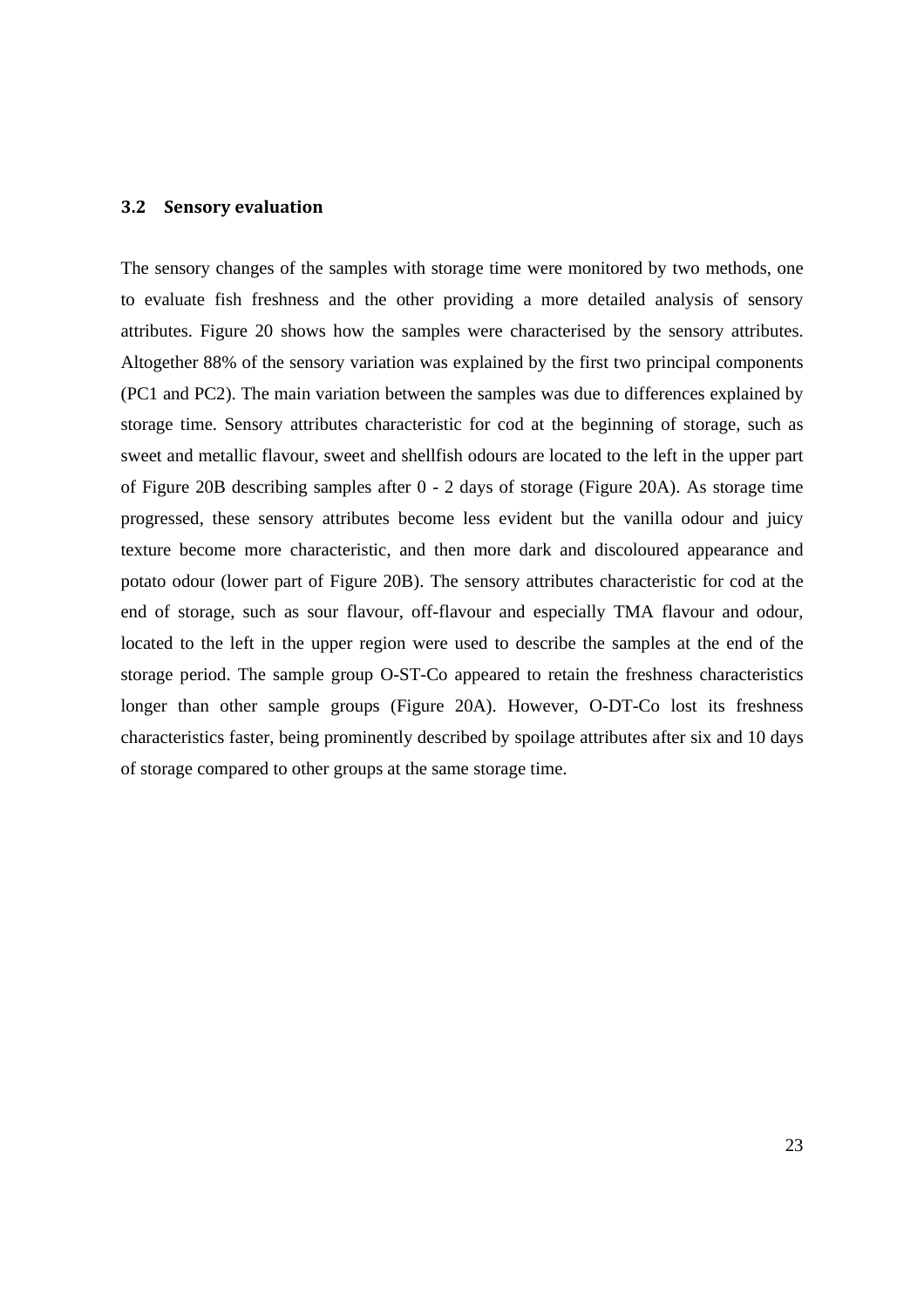## 3.2 Sensory evaluation

The sensory changes of the samples with storage time were monitored by two methods, one to evaluate fish freshness and the other providing a more detailed analysis of sensory attributes. Figure 20 shows how the samples were characterised by the sensory attributes. Altogether 88% of the sensory variation was explained by the first two principal components (PC1 and PC2). The main variation between the samples was due to differences explained by storage time. Sensory attributes characteristic for cod at the beginning of storage, such as sweet and metallic flavour, sweet and shellfish odours are located to the left in the upper part of Figure 20B describing samples after 0 - 2 days of storage (Figure 20A). As storage time progressed, these sensory attributes become less evident but the vanilla odour and juicy texture become more characteristic, and then more dark and discoloured appearance and potato odour (lower part of Figure 20B). The sensory attributes characteristic for cod at the end of storage, such as sour flavour, off-flavour and especially TMA flavour and odour, located to the left in the upper region were used to describe the samples at the end of the storage period. The sample group O-ST-Co appeared to retain the freshness characteristics longer than other sample groups (Figure 20A). However, O-DT-Co lost its freshness characteristics faster, being prominently described by spoilage attributes after six and 10 days of storage compared to other groups at the same storage time.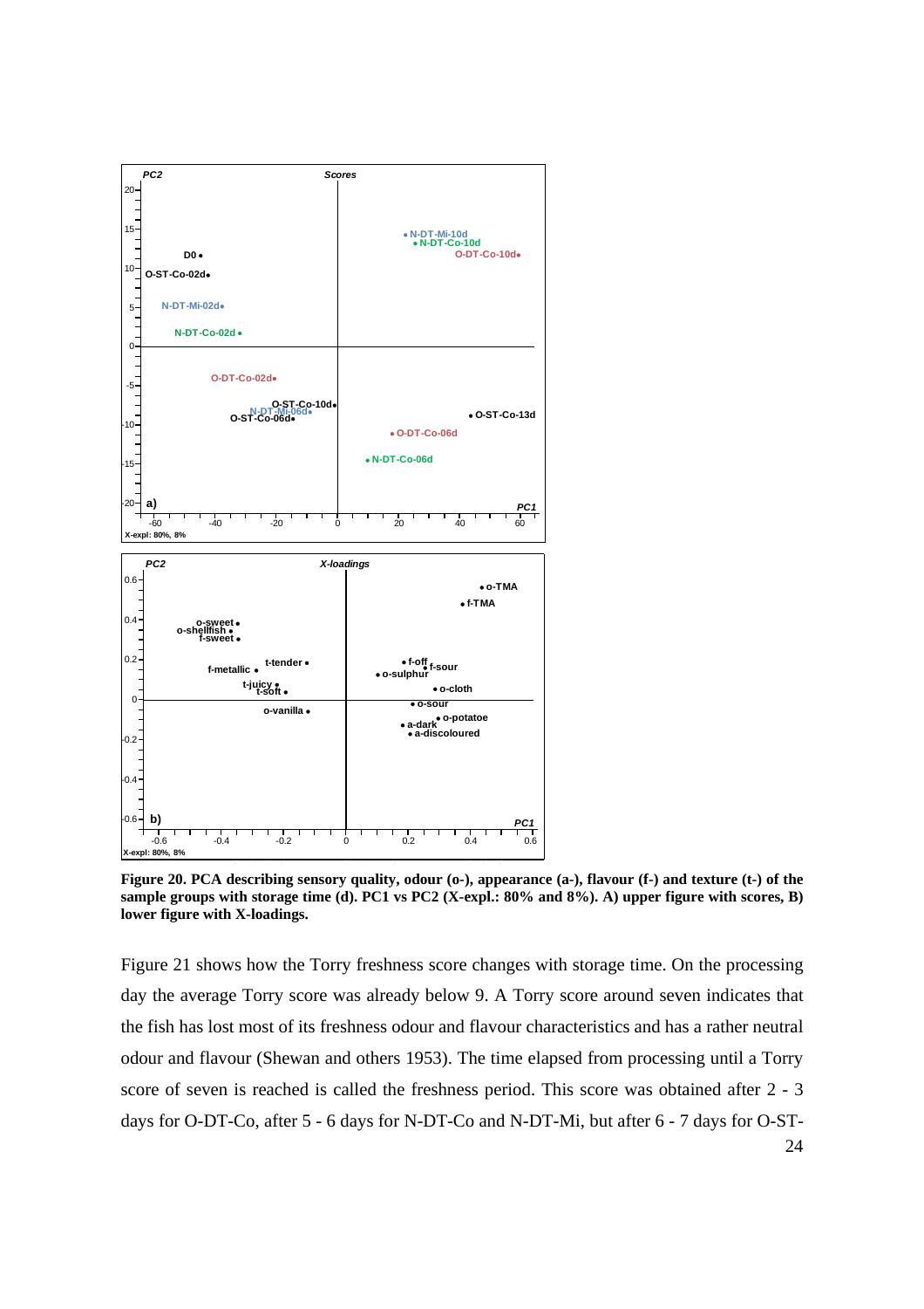**Figure 20. PCA describing sensory quality, odour (o-), appearance (a-), flavour (f-) and texture (t-) of the sample groups with storage time (d). PC1 vs PC2 (X-expl.: 80% and 8%). A) upper figure with scores, B) lower figure with X-loadings.**

Figure 21 shows how the Torry freshness score changes with storage time. On the processing day the average Torry score was already below 9. A Torry score around seven indicates that the fish has lost most of its freshness odour and flavour characteristics and has a rather neutral odour and flavour (Shewan and others 1953). The time elapsed from processing until a Torry score of seven is reached is called the freshness period. This score was obtained after 2 - 3 days for O-DT-Co, after 5 - 6 days for N-DT-Co and N-DT-Mi, but after 6 - 7 days for O-ST-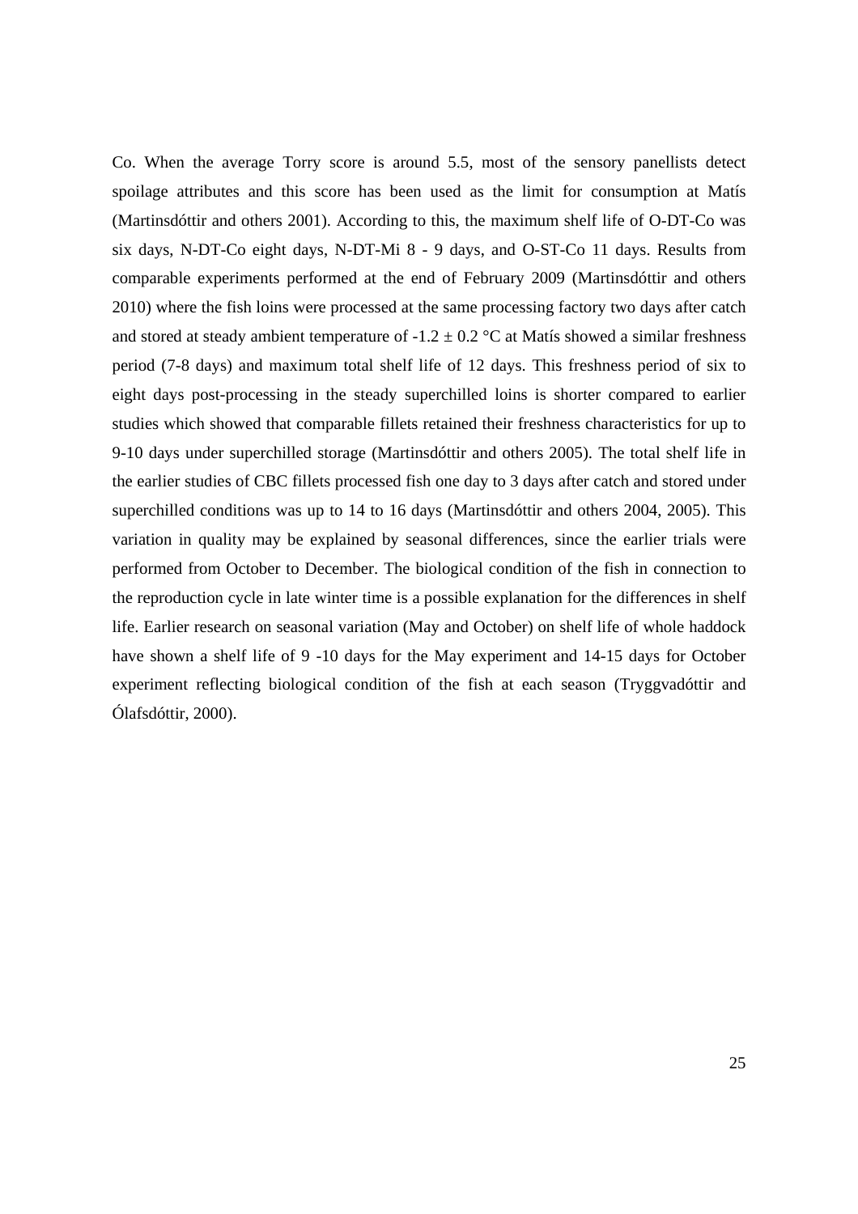Co. When the average Torry score is around 5.5, most of the sensory panellists detect spoilage attributes and this score has been used as the limit for consumption at Matís (Martinsdóttir and others 2001). According to this, the maximum shelf life of O-DT-Co was six days, N-DT-Co eight days, N-DT-Mi 8 - 9 days, and O-ST-Co 11 days. Results from comparable experiments performed at the end of February 2009 (Martinsdóttir and others 2010) where the fish loins were processed at the same processing factory two days after catch and stored at steady ambient temperature of -1.2 ± 0.2 °C at Matís showed a similar freshness period (7-8 days) and maximum total shelf life of 12 days. This freshness period of six to eight days post-processing in the steady superchilled loins is shorter compared to earlier studies which showed that comparable fillets retained their freshness characteristics for up to 9-10 days under superchilled storage (Martinsdóttir and others 2005). The total shelf life in the earlier studies of CBC fillets processed fish one day to 3 days after catch and stored under superchilled conditions was up to 14 to 16 days (Martinsdóttir and others 2004, 2005). This variation in quality may be explained by seasonal differences, since the earlier trials were performed from October to December. The biological condition of the fish in connection to the reproduction cycle in late winter time is a possible explanation for the differences in shelf life. Earlier research on seasonal variation (May and October) on shelf life of whole haddock have shown a shelf life of 9 -10 days for the May experiment and 14-15 days for October experiment reflecting biological condition of the fish at each season (Tryggvadóttir and Ólafsdóttir, 2000).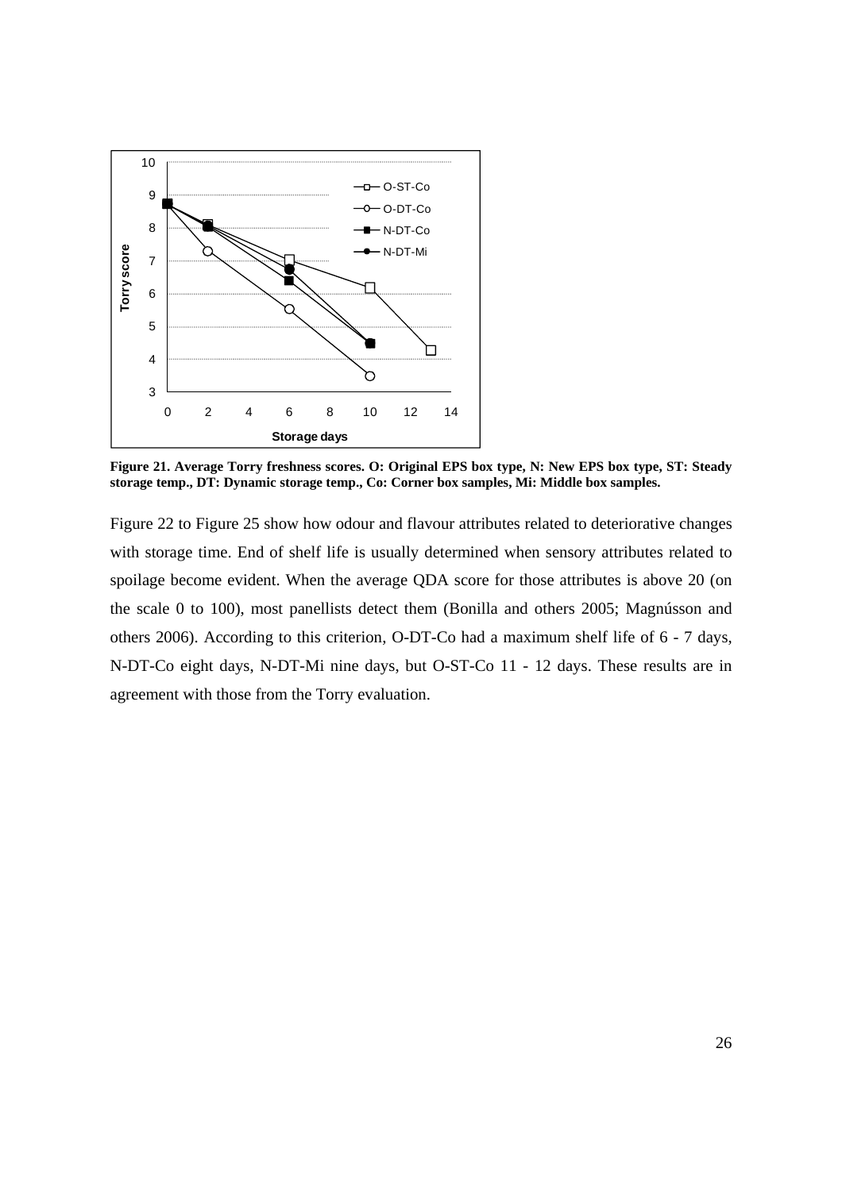Figure 21. Average Torry freshness scores. O: Original EPS box type, N: New EPS box type, ST: Steady storage temp., DT: Dynamic storage temp., Co: Corner box samples, Mi: Middle box samples.

Figure 22 to Figure 25 show how odour and flavour attributes related to deteriorative changes with storage time. End of shelf life is usually determined when sensory attributes related to spoilage become evident. When the average QDA score for those attributes is above 20 (on the scale 0 to 100), most panellists detect them (Bonilla and others 2005; Magnússon and others 2006). According to this criterion, O-DT-Co had a maximum shelf life of 6 - 7 days, N-DT-Co eight days, N-DT-Mi nine days, but O-ST-Co 11 - 12 days. These results are in agreement with those from the Torry evaluation.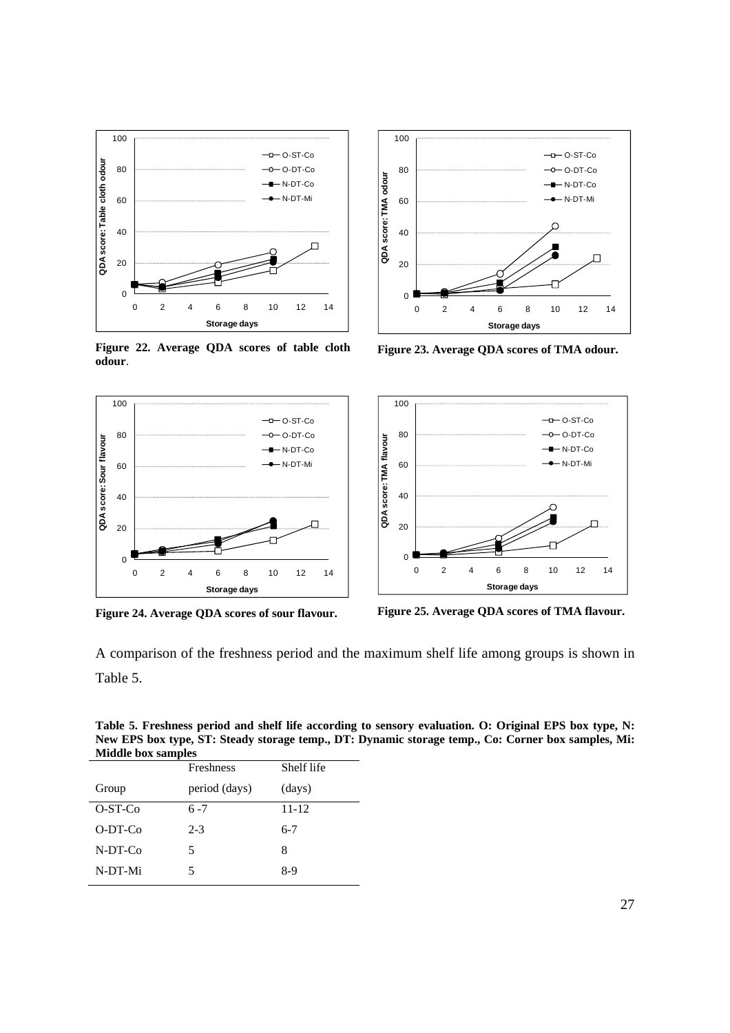**Figure 22. Average QDA scores of table cloth odour**.

**Figure 23. Average QDA scores of TMA odour.**

**Figure 24. Average QDA scores of sour flavour.**

**Figure 25. Average QDA scores of TMA flavour.**

A comparison of the freshness period and the maximum shelf life among groups is shown in Table 5.

**Table 5. Freshness period and shelf life according to sensory evaluation. O: Original EPS box type, N: New EPS box type, ST: Steady storage temp., DT: Dynamic storage temp., Co: Corner box samples, Mi: Middle box samples**

| Group | Freshness period (days) | Shelf life (days) |
|---|---|---|
| O-ST-Co | 6 -7 | 11-12 |
| O-DT-Co | 2-3 | 6-7 |
| N-DT-Co | 5 | 8 |
| N-DT-Mi | 5 | 8-9 |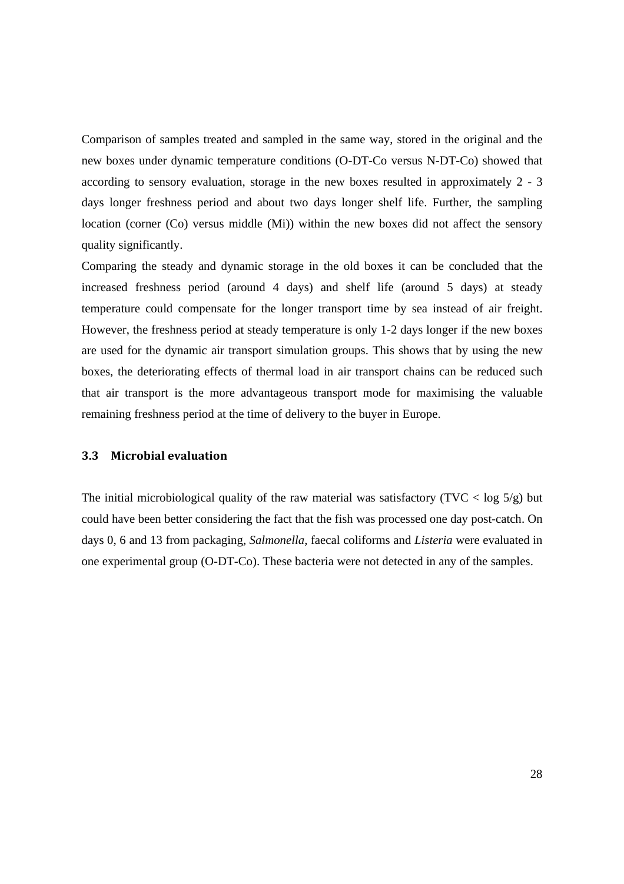Comparison of samples treated and sampled in the same way, stored in the original and the new boxes under dynamic temperature conditions (O-DT-Co versus N-DT-Co) showed that according to sensory evaluation, storage in the new boxes resulted in approximately 2 - 3 days longer freshness period and about two days longer shelf life. Further, the sampling location (corner (Co) versus middle (Mi)) within the new boxes did not affect the sensory quality significantly.

Comparing the steady and dynamic storage in the old boxes it can be concluded that the increased freshness period (around 4 days) and shelf life (around 5 days) at steady temperature could compensate for the longer transport time by sea instead of air freight. However, the freshness period at steady temperature is only 1-2 days longer if the new boxes are used for the dynamic air transport simulation groups. This shows that by using the new boxes, the deteriorating effects of thermal load in air transport chains can be reduced such that air transport is the more advantageous transport mode for maximising the valuable remaining freshness period at the time of delivery to the buyer in Europe.

### 3.3 Microbial evaluation

The initial microbiological quality of the raw material was satisfactory (TVC $< \log 5/g$) but could have been better considering the fact that the fish was processed one day post-catch. On days 0, 6 and 13 from packaging, *Salmonella*, faecal coliforms and *Listeria* were evaluated in one experimental group (O-DT-Co). These bacteria were not detected in any of the samples.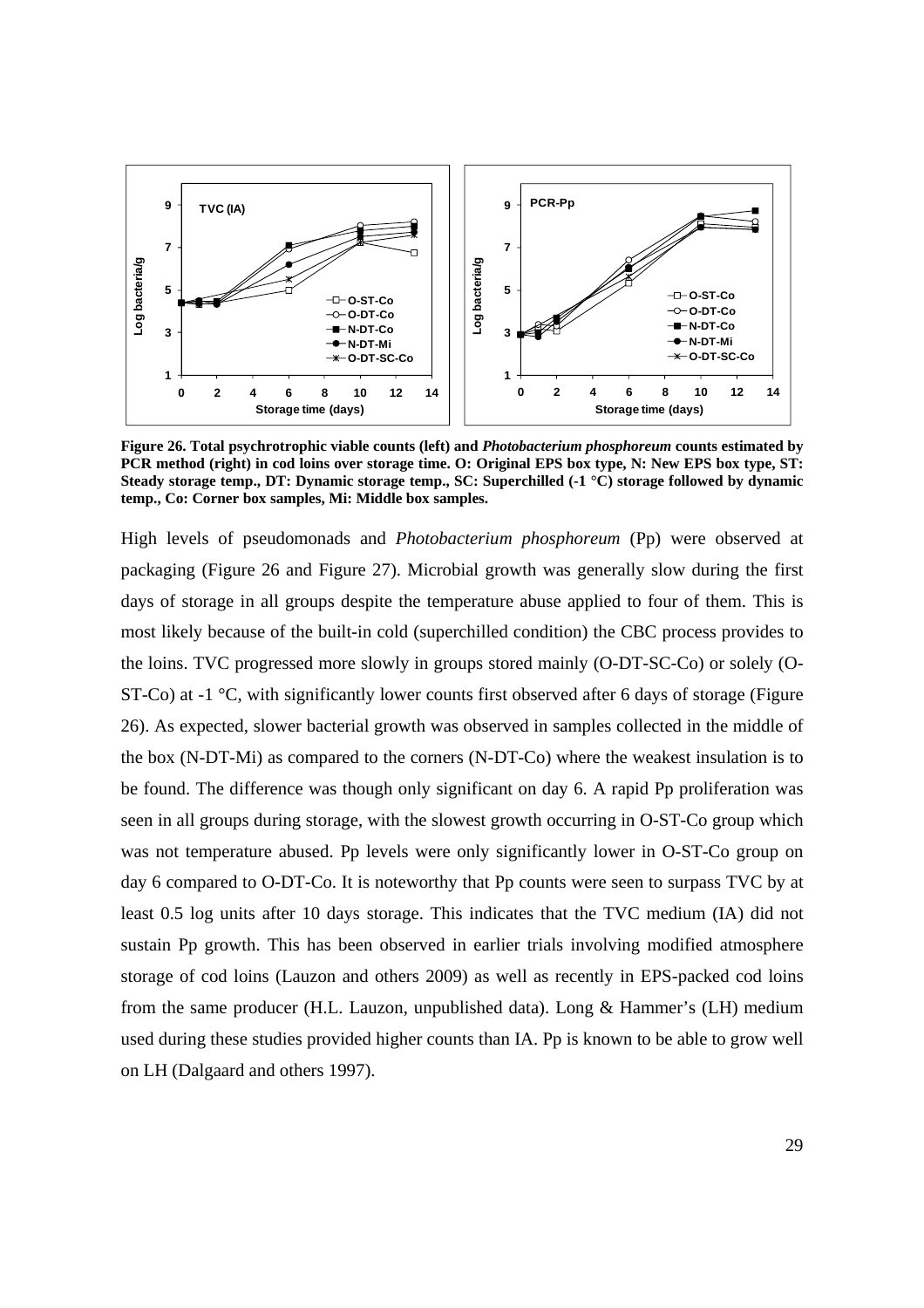**Figure 26. Total psychrotrophic viable counts (left) and *Photobacterium phosphoreum* counts estimated by PCR method (right) in cod loins over storage time. O: Original EPS box type, N: New EPS box type, ST: Steady storage temp., DT: Dynamic storage temp., SC: Superchilled (-1 °C) storage followed by dynamic temp., Co: Corner box samples, Mi: Middle box samples.**

High levels of pseudomonads and *Photobacterium phosphoreum* (Pp) were observed at packaging (Figure 26 and Figure 27). Microbial growth was generally slow during the first days of storage in all groups despite the temperature abuse applied to four of them. This is most likely because of the built-in cold (superchilled condition) the CBC process provides to the loins. TVC progressed more slowly in groups stored mainly (O-DT-SC-Co) or solely (O-ST-Co) at -1 °C, with significantly lower counts first observed after 6 days of storage (Figure 26). As expected, slower bacterial growth was observed in samples collected in the middle of the box (N-DT-Mi) as compared to the corners (N-DT-Co) where the weakest insulation is to be found. The difference was though only significant on day 6. A rapid Pp proliferation was seen in all groups during storage, with the slowest growth occurring in O-ST-Co group which was not temperature abused. Pp levels were only significantly lower in O-ST-Co group on day 6 compared to O-DT-Co. It is noteworthy that Pp counts were seen to surpass TVC by at least 0.5 log units after 10 days storage. This indicates that the TVC medium (IA) did not sustain Pp growth. This has been observed in earlier trials involving modified atmosphere storage of cod loins (Lauzon and others 2009) as well as recently in EPS-packed cod loins from the same producer (H.L. Lauzon, unpublished data). Long & Hammer's (LH) medium used during these studies provided higher counts than IA. Pp is known to be able to grow well on LH (Dalgaard and others 1997).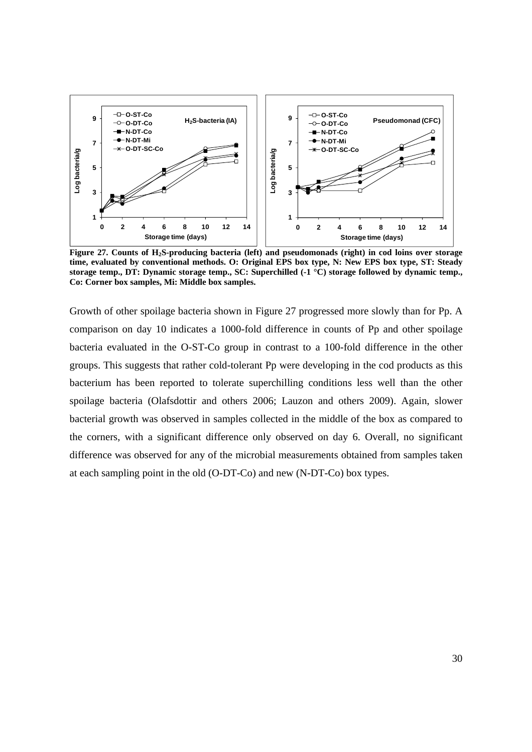**Figure 27. Counts of $H_2S$-producing bacteria (left) and pseudomonads (right) in cod loins over storage time, evaluated by conventional methods. O: Original EPS box type, N: New EPS box type, ST: Steady storage temp., DT: Dynamic storage temp., SC: Superchilled (-1 °C) storage followed by dynamic temp., Co: Corner box samples, Mi: Middle box samples.**

Growth of other spoilage bacteria shown in Figure 27 progressed more slowly than for Pp. A comparison on day 10 indicates a 1000-fold difference in counts of Pp and other spoilage bacteria evaluated in the O-ST-Co group in contrast to a 100-fold difference in the other groups. This suggests that rather cold-tolerant Pp were developing in the cod products as this bacterium has been reported to tolerate superchilling conditions less well than the other spoilage bacteria (Olafsdottir and others 2006; Lauzon and others 2009). Again, slower bacterial growth was observed in samples collected in the middle of the box as compared to the corners, with a significant difference only observed on day 6. Overall, no significant difference was observed for any of the microbial measurements obtained from samples taken at each sampling point in the old (O-DT-Co) and new (N-DT-Co) box types.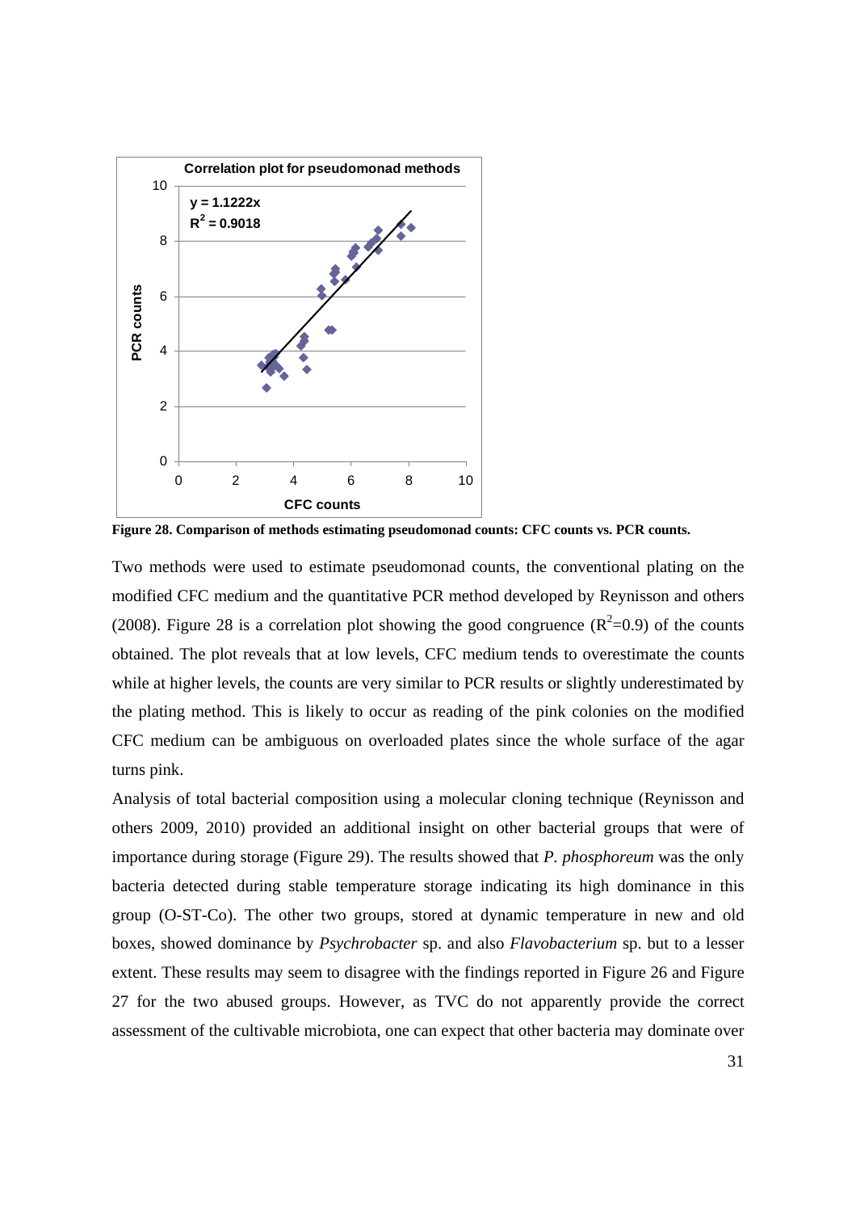**Figure 28. Comparison of methods estimating pseudomonad counts: CFC counts vs. PCR counts.**

Two methods were used to estimate pseudomonad counts, the conventional plating on the modified CFC medium and the quantitative PCR method developed by Reynisson and others (2008). Figure 28 is a correlation plot showing the good congruence ($R^2$=0.9) of the counts obtained. The plot reveals that at low levels, CFC medium tends to overestimate the counts while at higher levels, the counts are very similar to PCR results or slightly underestimated by the plating method. This is likely to occur as reading of the pink colonies on the modified CFC medium can be ambiguous on overloaded plates since the whole surface of the agar turns pink.

Analysis of total bacterial composition using a molecular cloning technique (Reynisson and others 2009, 2010) provided an additional insight on other bacterial groups that were of importance during storage (Figure 29). The results showed that *P. phosphoreum* was the only bacteria detected during stable temperature storage indicating its high dominance in this group (O-ST-Co). The other two groups, stored at dynamic temperature in new and old boxes, showed dominance by *Psychrobacter* sp. and also *Flavobacterium* sp. but to a lesser extent. These results may seem to disagree with the findings reported in Figure 26 and Figure 27 for the two abused groups. However, as TVC do not apparently provide the correct assessment of the cultivable microbiota, one can expect that other bacteria may dominate over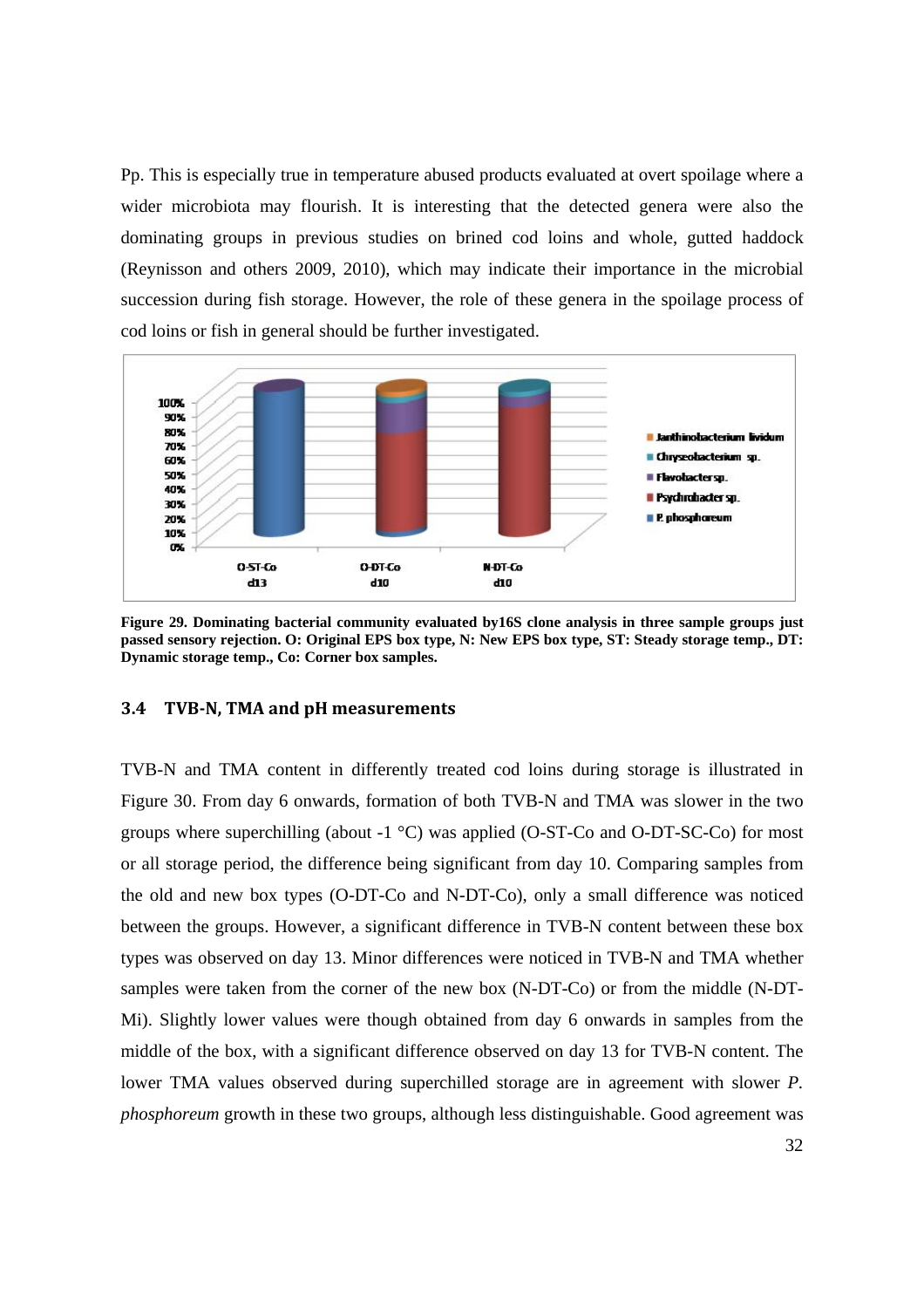Pp. This is especially true in temperature abused products evaluated at overt spoilage where a wider microbiota may flourish. It is interesting that the detected genera were also the dominating groups in previous studies on brined cod loins and whole, gutted haddock (Reynisson and others 2009, 2010), which may indicate their importance in the microbial succession during fish storage. However, the role of these genera in the spoilage process of cod loins or fish in general should be further investigated.

**Figure 29. Dominating bacterial community evaluated by16S clone analysis in three sample groups just passed sensory rejection. O: Original EPS box type, N: New EPS box type, ST: Steady storage temp., DT: Dynamic storage temp., Co: Corner box samples.**

### 3.4 TVB-N, TMA and pH measurements

TVB-N and TMA content in differently treated cod loins during storage is illustrated in Figure 30. From day 6 onwards, formation of both TVB-N and TMA was slower in the two groups where superchilling (about -1 °C) was applied (O-ST-Co and O-DT-SC-Co) for most or all storage period, the difference being significant from day 10. Comparing samples from the old and new box types (O-DT-Co and N-DT-Co), only a small difference was noticed between the groups. However, a significant difference in TVB-N content between these box types was observed on day 13. Minor differences were noticed in TVB-N and TMA whether samples were taken from the corner of the new box (N-DT-Co) or from the middle (N-DT-Mi). Slightly lower values were though obtained from day 6 onwards in samples from the middle of the box, with a significant difference observed on day 13 for TVB-N content. The lower TMA values observed during superchilled storage are in agreement with slower *P. phosphoreum* growth in these two groups, although less distinguishable. Good agreement was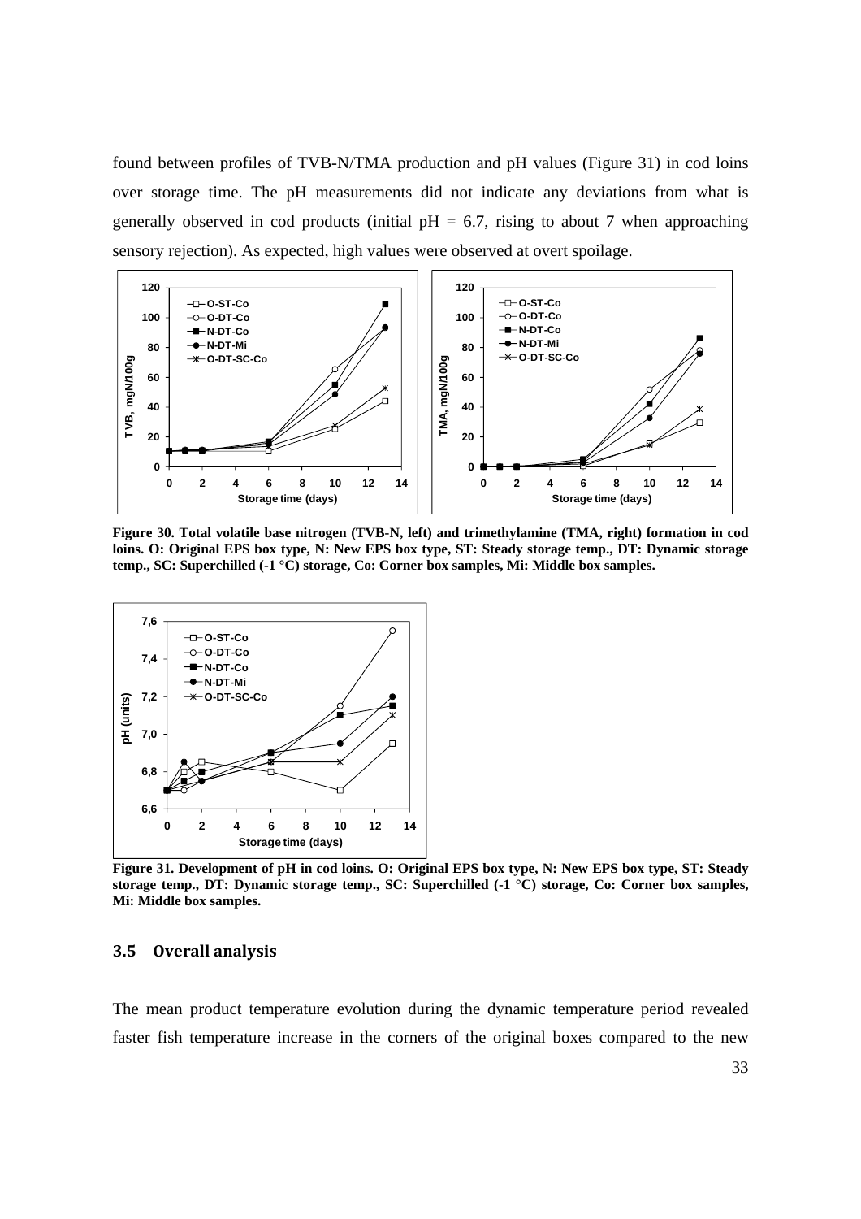found between profiles of TVB-N/TMA production and pH values (Figure 31) in cod loins over storage time. The pH measurements did not indicate any deviations from what is generally observed in cod products (initial pH = 6.7, rising to about 7 when approaching sensory rejection). As expected, high values were observed at overt spoilage.

**Figure 30. Total volatile base nitrogen (TVB-N, left) and trimethylamine (TMA, right) formation in cod loins. O: Original EPS box type, N: New EPS box type, ST: Steady storage temp., DT: Dynamic storage temp., SC: Superchilled (-1 °C) storage, Co: Corner box samples, Mi: Middle box samples.**

**Figure 31. Development of pH in cod loins. O: Original EPS box type, N: New EPS box type, ST: Steady storage temp., DT: Dynamic storage temp., SC: Superchilled (-1 °C) storage, Co: Corner box samples, Mi: Middle box samples.**

### 3.5 Overall analysis

The mean product temperature evolution during the dynamic temperature period revealed faster fish temperature increase in the corners of the original boxes compared to the new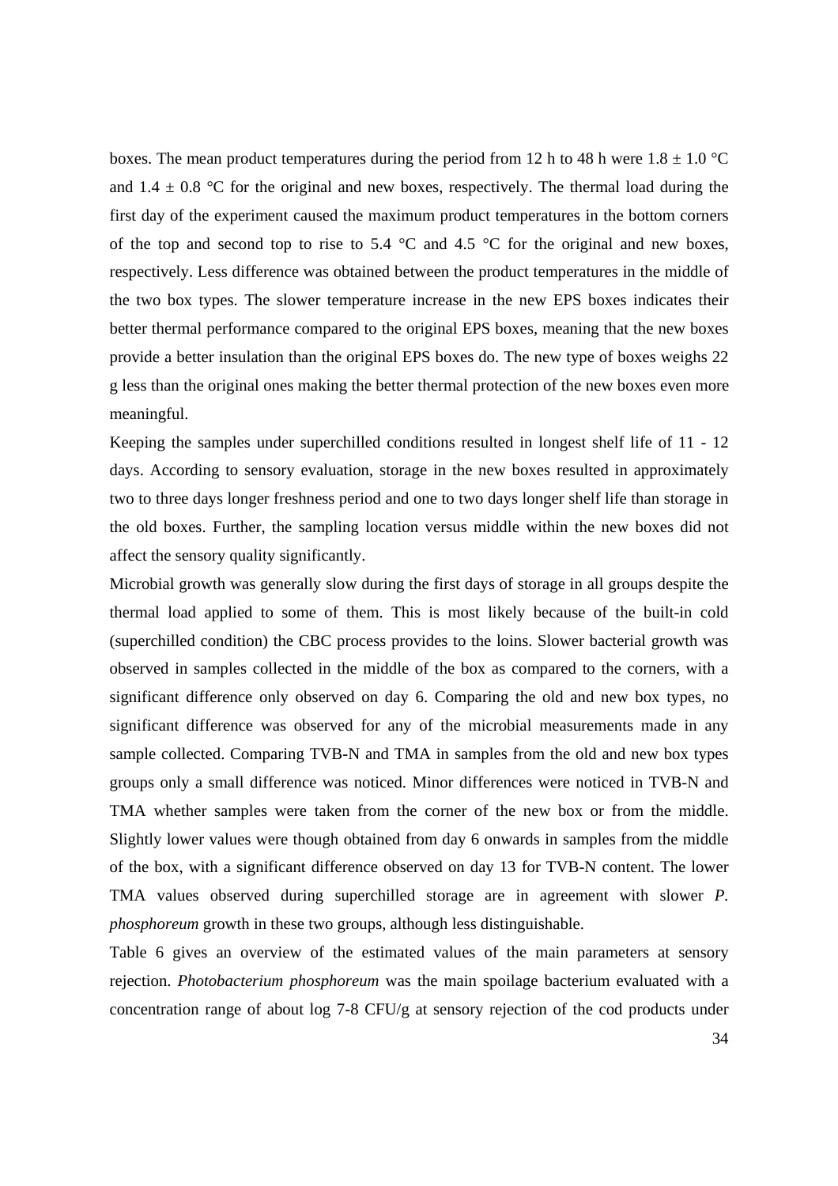boxes. The mean product temperatures during the period from 12 h to 48 h were 1.8 ± 1.0 °C and 1.4 ± 0.8 °C for the original and new boxes, respectively. The thermal load during the first day of the experiment caused the maximum product temperatures in the bottom corners of the top and second top to rise to 5.4 °C and 4.5 °C for the original and new boxes, respectively. Less difference was obtained between the product temperatures in the middle of the two box types. The slower temperature increase in the new EPS boxes indicates their better thermal performance compared to the original EPS boxes, meaning that the new boxes provide a better insulation than the original EPS boxes do. The new type of boxes weighs 22 g less than the original ones making the better thermal protection of the new boxes even more meaningful.

Keeping the samples under superchilled conditions resulted in longest shelf life of 11 - 12 days. According to sensory evaluation, storage in the new boxes resulted in approximately two to three days longer freshness period and one to two days longer shelf life than storage in the old boxes. Further, the sampling location versus middle within the new boxes did not affect the sensory quality significantly.

Microbial growth was generally slow during the first days of storage in all groups despite the thermal load applied to some of them. This is most likely because of the built-in cold (superchilled condition) the CBC process provides to the loins. Slower bacterial growth was observed in samples collected in the middle of the box as compared to the corners, with a significant difference only observed on day 6. Comparing the old and new box types, no significant difference was observed for any of the microbial measurements made in any sample collected. Comparing TVB-N and TMA in samples from the old and new box types groups only a small difference was noticed. Minor differences were noticed in TVB-N and TMA whether samples were taken from the corner of the new box or from the middle. Slightly lower values were though obtained from day 6 onwards in samples from the middle of the box, with a significant difference observed on day 13 for TVB-N content. The lower TMA values observed during superchilled storage are in agreement with slower *P. phosphoreum* growth in these two groups, although less distinguishable.

Table 6 gives an overview of the estimated values of the main parameters at sensory rejection. *Photobacterium phosphoreum* was the main spoilage bacterium evaluated with a concentration range of about log 7-8 CFU/g at sensory rejection of the cod products under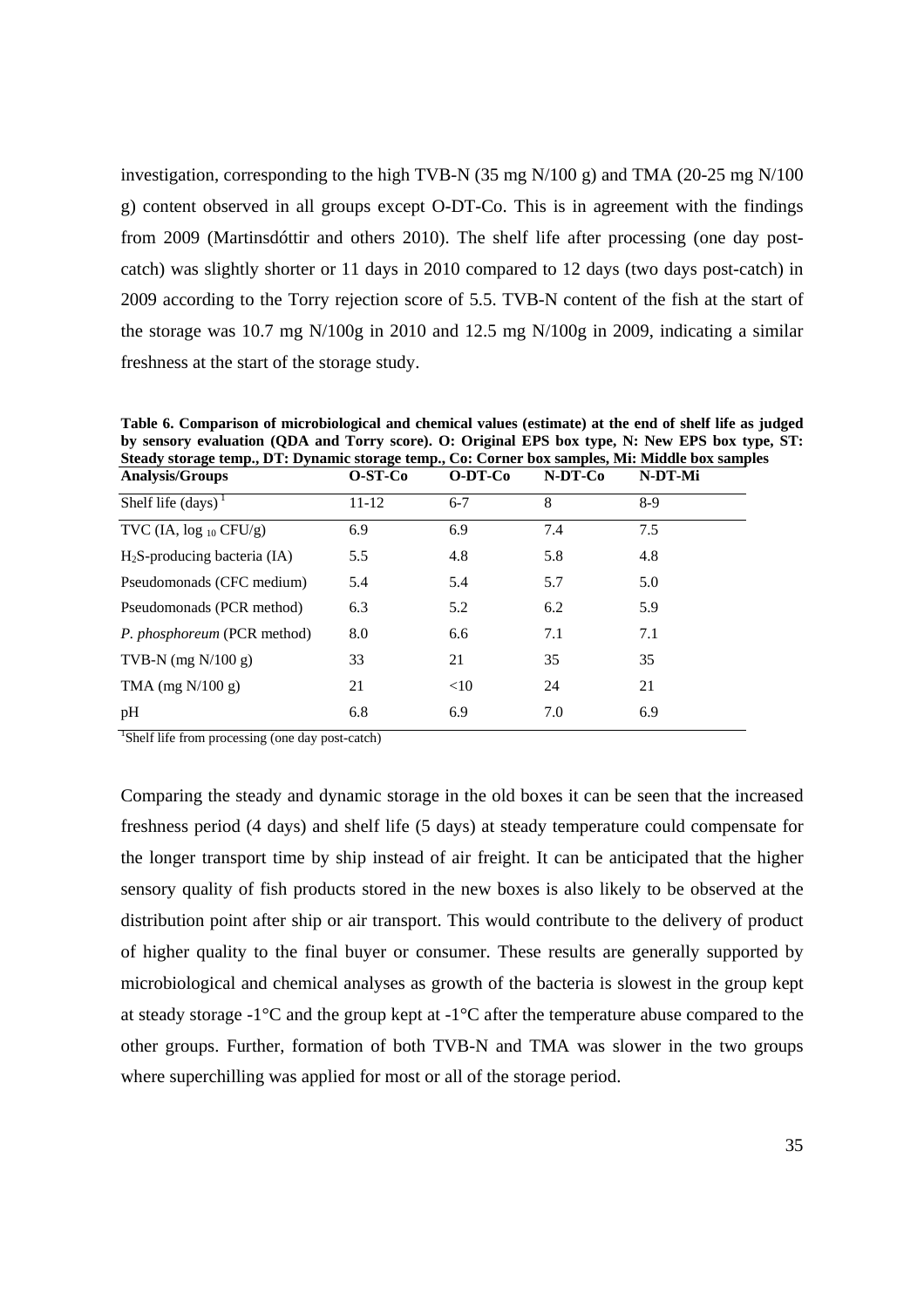investigation, corresponding to the high TVB-N (35 mg N/100 g) and TMA (20-25 mg N/100 g) content observed in all groups except O-DT-Co. This is in agreement with the findings from 2009 (Martinsdóttir and others 2010). The shelf life after processing (one day post-catch) was slightly shorter or 11 days in 2010 compared to 12 days (two days post-catch) in 2009 according to the Torry rejection score of 5.5. TVB-N content of the fish at the start of the storage was 10.7 mg N/100g in 2010 and 12.5 mg N/100g in 2009, indicating a similar freshness at the start of the storage study.

**Table 6. Comparison of microbiological and chemical values (estimate) at the end of shelf life as judged by sensory evaluation (QDA and Torry score). O: Original EPS box type, N: New EPS box type, ST: Steady storage temp., DT: Dynamic storage temp., Co: Corner box samples, Mi: Middle box samples**

| Analysis/Groups | O-ST-Co | O-DT-Co | N-DT-Co | N-DT-Mi |
|---|---|---|---|---|
| Shelf life (days) [1] | 11-12 | 6-7 | 8 | 8-9 |
| TVC (IA, $\log_{10}$ CFU/g) | 6.9 | 6.9 | 7.4 | 7.5 |
| $H_2S$-producing bacteria (IA) | 5.5 | 4.8 | 5.8 | 4.8 |
| Pseudomonads (CFC medium) | 5.4 | 5.4 | 5.7 | 5.0 |
| Pseudomonads (PCR method) | 6.3 | 5.2 | 6.2 | 5.9 |
| *P. phosphoreum* (PCR method) | 8.0 | 6.6 | 7.1 | 7.1 |
| TVB-N (mg N/100 g) | 33 | 21 | 35 | 35 |
| TMA (mg N/100 g) | 21 | <10 | 24 | 21 |
| pH | 6.8 | 6.9 | 7.0 | 6.9 |

[1] Shelf life from processing (one day post-catch)

Comparing the steady and dynamic storage in the old boxes it can be seen that the increased freshness period (4 days) and shelf life (5 days) at steady temperature could compensate for the longer transport time by ship instead of air freight. It can be anticipated that the higher sensory quality of fish products stored in the new boxes is also likely to be observed at the distribution point after ship or air transport. This would contribute to the delivery of product of higher quality to the final buyer or consumer. These results are generally supported by microbiological and chemical analyses as growth of the bacteria is slowest in the group kept at steady storage -1°C and the group kept at -1°C after the temperature abuse compared to the other groups. Further, formation of both TVB-N and TMA was slower in the two groups where superchilling was applied for most or all of the storage period.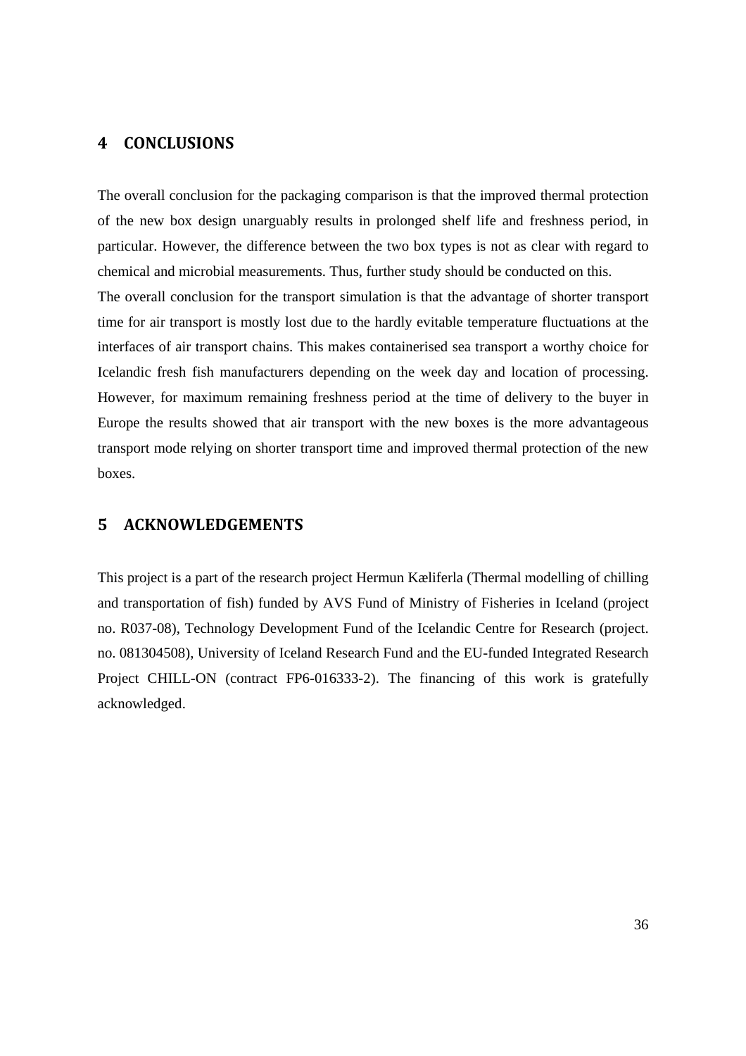# 4 CONCLUSIONS

The overall conclusion for the packaging comparison is that the improved thermal protection of the new box design unarguably results in prolonged shelf life and freshness period, in particular. However, the difference between the two box types is not as clear with regard to chemical and microbial measurements. Thus, further study should be conducted on this.

The overall conclusion for the transport simulation is that the advantage of shorter transport time for air transport is mostly lost due to the hardly evitable temperature fluctuations at the interfaces of air transport chains. This makes containerised sea transport a worthy choice for Icelandic fresh fish manufacturers depending on the week day and location of processing. However, for maximum remaining freshness period at the time of delivery to the buyer in Europe the results showed that air transport with the new boxes is the more advantageous transport mode relying on shorter transport time and improved thermal protection of the new boxes.

# 5 ACKNOWLEDGEMENTS

This project is a part of the research project Hermun Kæliferla (Thermal modelling of chilling and transportation of fish) funded by AVS Fund of Ministry of Fisheries in Iceland (project no. R037-08), Technology Development Fund of the Icelandic Centre for Research (project. no. 081304508), University of Iceland Research Fund and the EU-funded Integrated Research Project CHILL-ON (contract FP6-016333-2). The financing of this work is gratefully acknowledged.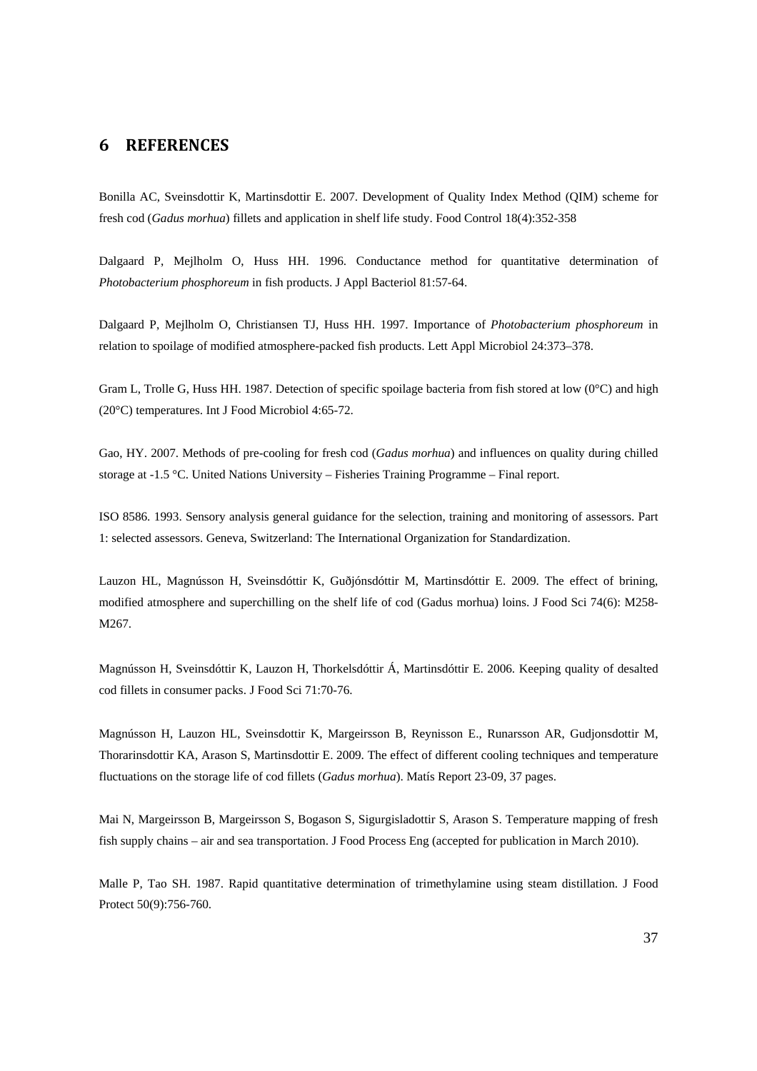# 6 REFERENCES

Bonilla AC, Sveinsdottir K, Martinsdottir E. 2007. Development of Quality Index Method (QIM) scheme for fresh cod (*Gadus morhua*) fillets and application in shelf life study. Food Control 18(4):352-358

Dalgaard P, Mejlholm O, Huss HH. 1996. Conductance method for quantitative determination of *Photobacterium phosphoreum* in fish products. J Appl Bacteriol 81:57-64.

Dalgaard P, Mejlholm O, Christiansen TJ, Huss HH. 1997. Importance of *Photobacterium phosphoreum* in relation to spoilage of modified atmosphere-packed fish products. Lett Appl Microbiol 24:373–378.

Gram L, Trolle G, Huss HH. 1987. Detection of specific spoilage bacteria from fish stored at low (0°C) and high (20°C) temperatures. Int J Food Microbiol 4:65-72.

Gao, HY. 2007. Methods of pre-cooling for fresh cod (*Gadus morhua*) and influences on quality during chilled storage at -1.5 °C. United Nations University – Fisheries Training Programme – Final report.

ISO 8586. 1993. Sensory analysis general guidance for the selection, training and monitoring of assessors. Part 1: selected assessors. Geneva, Switzerland: The International Organization for Standardization.

Lauzon HL, Magnússon H, Sveinsdóttir K, Guðjónsdóttir M, Martinsdóttir E. 2009. The effect of brining, modified atmosphere and superchilling on the shelf life of cod (Gadus morhua) loins. J Food Sci 74(6): M258-M267.

Magnússon H, Sveinsdóttir K, Lauzon H, Thorkelsdóttir Á, Martinsdóttir E. 2006. Keeping quality of desalted cod fillets in consumer packs. J Food Sci 71:70-76.

Magnússon H, Lauzon HL, Sveinsdottir K, Margeirsson B, Reynisson E., Runarsson AR, Gudjonsdottir M, Thorarinsdottir KA, Arason S, Martinsdottir E. 2009. The effect of different cooling techniques and temperature fluctuations on the storage life of cod fillets (*Gadus morhua*). Matís Report 23-09, 37 pages.

Mai N, Margeirsson B, Margeirsson S, Bogason S, Sigurgisladottir S, Arason S. Temperature mapping of fresh fish supply chains – air and sea transportation. J Food Process Eng (accepted for publication in March 2010).

Malle P, Tao SH. 1987. Rapid quantitative determination of trimethylamine using steam distillation. J Food Protect 50(9):756-760.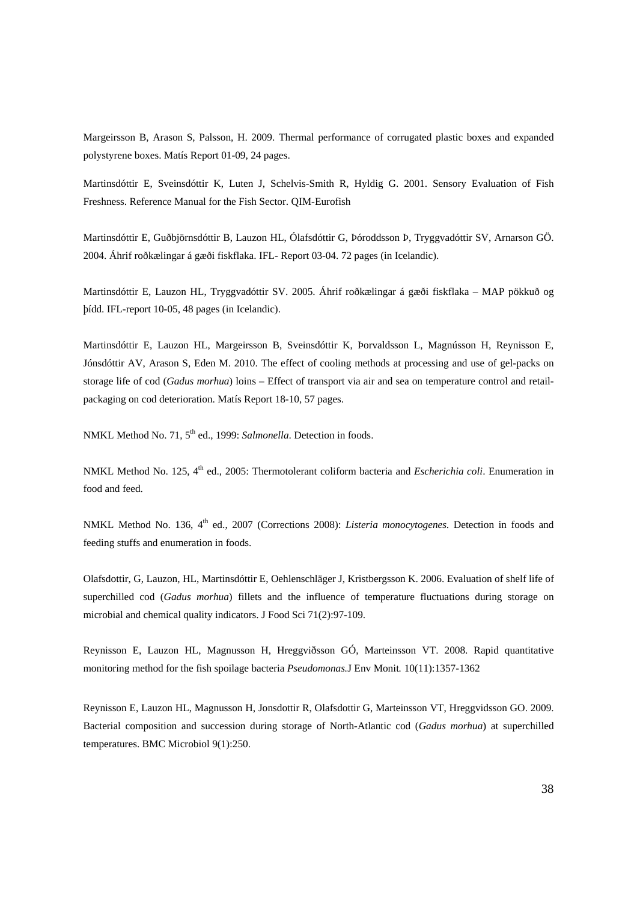Margeirsson B, Arason S, Palsson, H. 2009. Thermal performance of corrugated plastic boxes and expanded polystyrene boxes. Matís Report 01-09, 24 pages.

Martinsdóttir E, Sveinsdóttir K, Luten J, Schelvis-Smith R, Hyldig G. 2001. Sensory Evaluation of Fish Freshness. Reference Manual for the Fish Sector. QIM-Eurofish

Martinsdóttir E, Guðbjörnsdóttir B, Lauzon HL, Ólafsdóttir G, Þóroddsson Þ, Tryggvadóttir SV, Arnarson GÖ. 2004. Áhrif roðkælingar á gæði fiskflaka. IFL- Report 03-04. 72 pages (in Icelandic).

Martinsdóttir E, Lauzon HL, Tryggvadóttir SV. 2005. Áhrif roðkælingar á gæði fiskflaka – MAP pökkuð og þídd. IFL-report 10-05, 48 pages (in Icelandic).

Martinsdóttir E, Lauzon HL, Margeirsson B, Sveinsdóttir K, Þorvaldsson L, Magnússon H, Reynisson E, Jónsdóttir AV, Arason S, Eden M. 2010. The effect of cooling methods at processing and use of gel-packs on storage life of cod (*Gadus morhua*) loins – Effect of transport via air and sea on temperature control and retail-packaging on cod deterioration. Matís Report 18-10, 57 pages.

NMKL Method No. 71, 5th ed., 1999: *Salmonella*. Detection in foods.

NMKL Method No. 125, 4th ed., 2005: Thermotolerant coliform bacteria and *Escherichia coli*. Enumeration in food and feed.

NMKL Method No. 136, 4th ed., 2007 (Corrections 2008): *Listeria monocytogenes*. Detection in foods and feeding stuffs and enumeration in foods.

Olafsdottir, G, Lauzon, HL, Martinsdóttir E, Oehlenschläger J, Kristbergsson K. 2006. Evaluation of shelf life of superchilled cod (*Gadus morhua*) fillets and the influence of temperature fluctuations during storage on microbial and chemical quality indicators. J Food Sci 71(2):97-109.

Reynisson E, Lauzon HL, Magnusson H, Hreggviðsson GÓ, Marteinsson VT. 2008. Rapid quantitative monitoring method for the fish spoilage bacteria *Pseudomonas*.J Env Monit. 10(11):1357-1362

Reynisson E, Lauzon HL, Magnusson H, Jonsdottir R, Olafsdottir G, Marteinsson VT, Hreggvidsson GO. 2009. Bacterial composition and succession during storage of North-Atlantic cod (*Gadus morhua*) at superchilled temperatures. BMC Microbiol 9(1):250.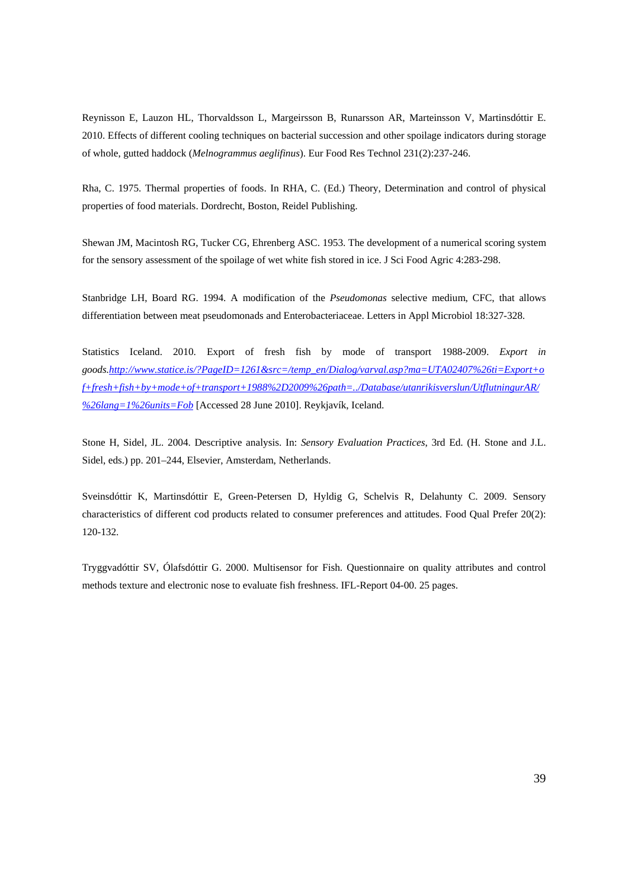Reynisson E, Lauzon HL, Thorvaldsson L, Margeirsson B, Runarsson AR, Marteinsson V, Martinsdóttir E. 2010. Effects of different cooling techniques on bacterial succession and other spoilage indicators during storage of whole, gutted haddock (*Melnogrammus aeglifinus*). Eur Food Res Technol 231(2):237-246.

Rha, C. 1975. Thermal properties of foods. In RHA, C. (Ed.) Theory, Determination and control of physical properties of food materials. Dordrecht, Boston, Reidel Publishing.

Shewan JM, Macintosh RG, Tucker CG, Ehrenberg ASC. 1953. The development of a numerical scoring system for the sensory assessment of the spoilage of wet white fish stored in ice. J Sci Food Agric 4:283-298.

Stanbridge LH, Board RG. 1994. A modification of the *Pseudomonas* selective medium, CFC, that allows differentiation between meat pseudomonads and Enterobacteriaceae. Letters in Appl Microbiol 18:327-328.

Statistics Iceland. 2010. Export of fresh fish by mode of transport 1988-2009. *Export in goods*.http://www.statice.is/?PageID=1261&src=/temp_en/Dialog/varval.asp?ma=UTA02407%26ti=Export+of+fresh+fish+by+mode+of+transport+1988%2D2009%26path=../Database/utanrikisverslun/UtflutningurAR/%26lang=1%26units=Fob [Accessed 28 June 2010]. Reykjavík, Iceland.

Stone H, Sidel, JL. 2004. Descriptive analysis. In: *Sensory Evaluation Practices*, 3rd Ed. (H. Stone and J.L. Sidel, eds.) pp. 201–244, Elsevier, Amsterdam, Netherlands.

Sveinsdóttir K, Martinsdóttir E, Green-Petersen D, Hyldig G, Schelvis R, Delahunty C. 2009. Sensory characteristics of different cod products related to consumer preferences and attitudes. Food Qual Prefer 20(2): 120-132.

Tryggvadóttir SV, Ólafsdóttir G. 2000. Multisensor for Fish. Questionnaire on quality attributes and control methods texture and electronic nose to evaluate fish freshness. IFL-Report 04-00. 25 pages.